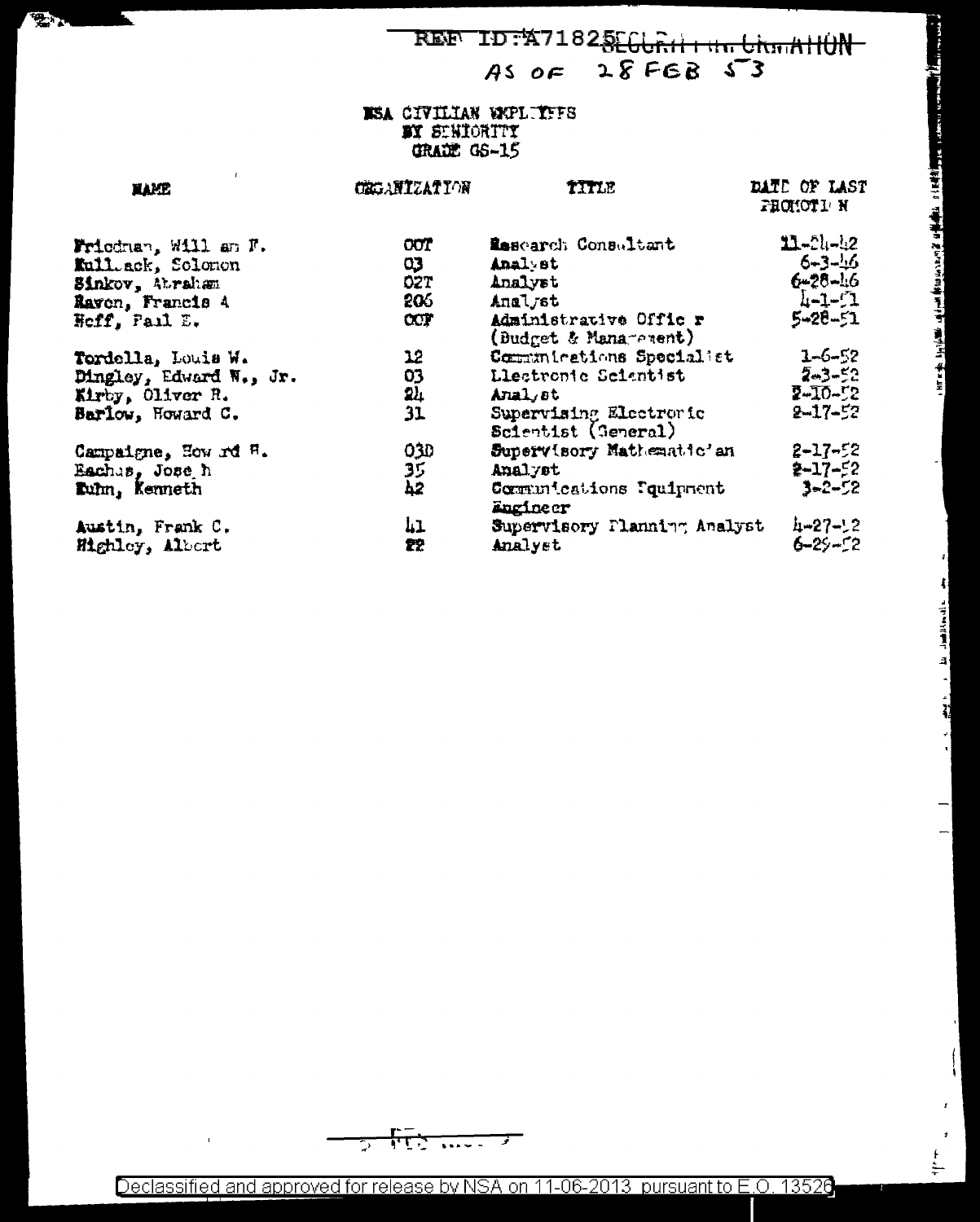REF ID:A71825 ~~SECURITY INFORMATION~~

AS OF 28 FEB 53

NSA CIVILIAN EMPLOYEES
BY SENIORITY
GRADE GS-15

| NAME | ORGANIZATION | TITLE | DATE OF LAST PROMOTION |
|---|---|---|---|
| Friedman, William F. | 00T | Research Consultant | 11-24-42 |
| Kullback, Solomon | 03 | Analyst | 6-3-46 |
| Sinkov, Abraham | 02T | Analyst | 6-28-46 |
| Raven, Francis A | 206 | Analyst | 4-1-51 |
| Neff, Paul E. | 00F | Administrative Officer (Budget & Management) | 5-28-51 |
| Tordella, Louis W. | 12 | Communications Specialist | 1-6-52 |
| Dingley, Edward N., Jr. | 03 | Electronic Scientist | 2-3-52 |
| Kirby, Oliver R. | 24 | Analyst | 2-10-52 |
| Barlow, Howard C. | 31 | Supervising Electronic Scientist (General) | 2-17-52 |
| Campaigne, Howard H. | 03D | Supervisory Mathematician | 2-17-52 |
| Eachus, Joseph | 35 | Analyst | 2-17-52 |
| Kuhn, Kenneth | 42 | Communications Equipment Engineer | 3-2-52 |
| Austin, Frank C. | 41 | Supervisory Planning Analyst | 4-27-52 |
| Highley, Albert | 22 | Analyst | 6-29-52 |

Declassified and approved for release by NSA on 11-06-2013 pursuant to E.O. 13526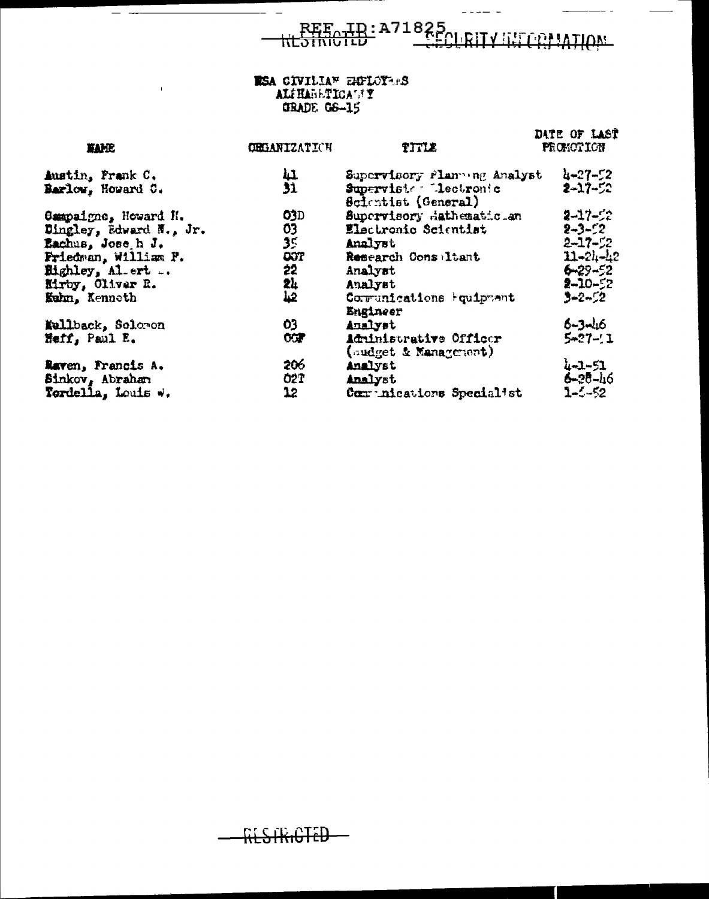REF ID:A71825 RESTRICTED SECURITY INFORMATION

NSA CIVILIAN EMPLOYEES
ALPHABETICALLY
GRADE GS-15

| NAME | ORGANIZATION | TITLE | DATE OF LAST PROMOTION |
|---|---|---|---|
| Austin, Frank C. | 41 | Supervisory Planning Analyst | 4-27-52 |
| Barlow, Howard C. | 31 | Supervisory Electronic Scientist (General) | 2-17-52 |
| Campaigne, Howard H. | 03D | Supervisory Mathematician | 2-17-52 |
| Dingley, Edward N., Jr. | 03 | Electronic Scientist | 2-3-52 |
| Eachus, Joseph J. | 35 | Analyst | 2-17-52 |
| Friedman, William F. | OOT | Research Consultant | 11-24-42 |
| Highley, Albert ... | 22 | Analyst | 6-29-52 |
| Kirby, Oliver R. | 24 | Analyst | 2-10-52 |
| Kuhn, Kenneth | 42 | Communications Equipment Engineer | 3-2-52 |
| Kullback, Solomon | 03 | Analyst | 6-3-46 |
| Neff, Paul E. | OOF | Administrative Officer (Budget & Management) | 5-27-51 |
| Raven, Francis A. | 206 | Analyst | 4-1-51 |
| Sinkov, Abraham | 02T | Analyst | 6-28-46 |
| Tordella, Louis W. | 12 | Communications Specialist | 1-5-52 |

RESTRICTED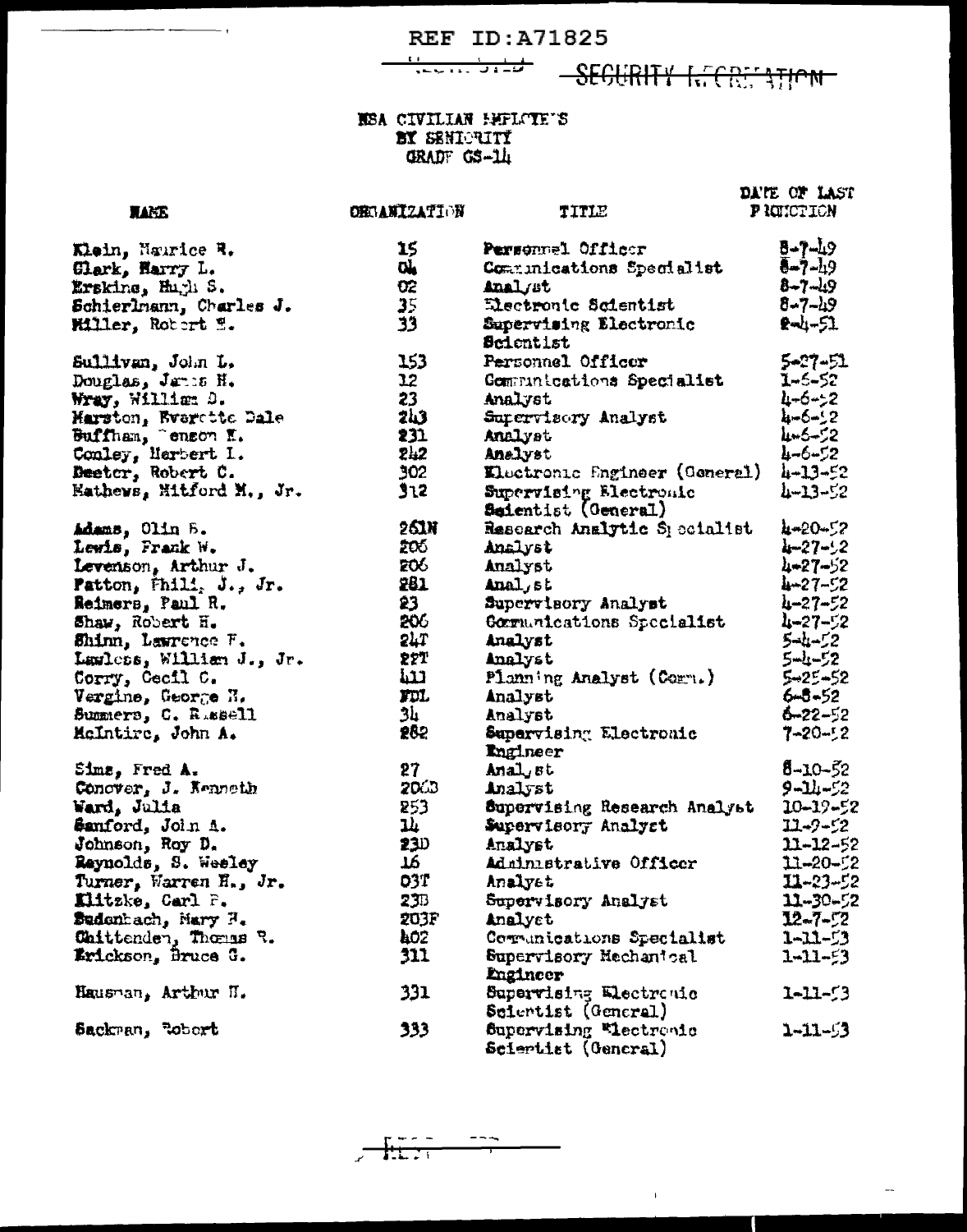REF ID:A71825

SECURITY INFORMATION

NSA CIVILIAN EMPLOYEES
BY SENIORITY
GRADE GS-14

| NAME | ORGANIZATION | TITLE | DATE OF LAST PROMOTION |
|---|---|---|---|
| Klein, Maurice R. | 15 | Personnel Officer | 8-7-49 |
| Clark, Harry L. | 04 | Communications Specialist | 8-7-49 |
| Erskine, Hugh S. | 02 | Analyst | 8-7-49 |
| Schierlmann, Charles J. | 35 | Electronic Scientist | 8-7-49 |
| Miller, Robert E. | 33 | Supervising Electronic Scientist | 2-4-51 |
| Sullivan, John L. | 153 | Personnel Officer | 5-27-51 |
| Douglas, James H. | 12 | Communications Specialist | 1-6-52 |
| Wray, William D. | 23 | Analyst | 4-6-52 |
| Marston, Everette Dale | 243 | Supervisory Analyst | 4-6-52 |
| Buffham, Benson K. | 231 | Analyst | 4-6-52 |
| Conley, Herbert I. | 242 | Analyst | 4-6-52 |
| Deeter, Robert C. | 302 | Electronic Engineer (General) | 4-13-52 |
| Mathews, Mitford M., Jr. | 312 | Supervising Electronic Scientist (General) | 4-13-52 |
| Adams, Olin B. | 261N | Research Analytic Specialist | 4-20-52 |
| Lewis, Frank W. | 206 | Analyst | 4-27-52 |
| Levenson, Arthur J. | 206 | Analyst | 4-27-52 |
| Patton, Philip J., Jr. | 281 | Analyst | 4-27-52 |
| Reimers, Paul R. | 23 | Supervisory Analyst | 4-27-52 |
| Shaw, Robert H. | 206 | Communications Specialist | 4-27-52 |
| Shinn, Lawrence F. | 24T | Analyst | 5-4-52 |
| Lawless, William J., Jr. | 22T | Analyst | 5-4-52 |
| Corry, Cecil C. | 411 | Planning Analyst (Comm.) | 5-25-52 |
| Vergine, George H. | FDL | Analyst | 6-8-52 |
| Summers, C. Russell | 34 | Analyst | 6-22-52 |
| McIntire, John A. | 282 | Supervising Electronic Engineer | 7-20-52 |
| Sims, Fred A. | 27 | Analyst | 8-10-52 |
| Conover, J. Kenneth | 206B | Analyst | 9-14-52 |
| Ward, Julia | 253 | Supervising Research Analyst | 10-19-52 |
| Sanford, John A. | 14 | Supervisory Analyst | 11-9-52 |
| Johnson, Roy D. | 23D | Analyst | 11-12-52 |
| Reynolds, S. Wesley | 16 | Administrative Officer | 11-20-52 |
| Turner, Warren H., Jr. | 03T | Analyst | 11-23-52 |
| Klitzke, Carl F. | 23B | Supervisory Analyst | 11-30-52 |
| Sudenbach, Mary H. | 203F | Analyst | 12-7-52 |
| Chittenden, Thomas R. | 402 | Communications Specialist | 1-11-53 |
| Erickson, Bruce G. | 311 | Supervisory Mechanical Engineer | 1-11-53 |
| Hausman, Arthur H. | 331 | Supervising Electronic Scientist (General) | 1-11-53 |
| Sackman, Robert | 333 | Supervising Electronic Scientist (General) | 1-11-53 |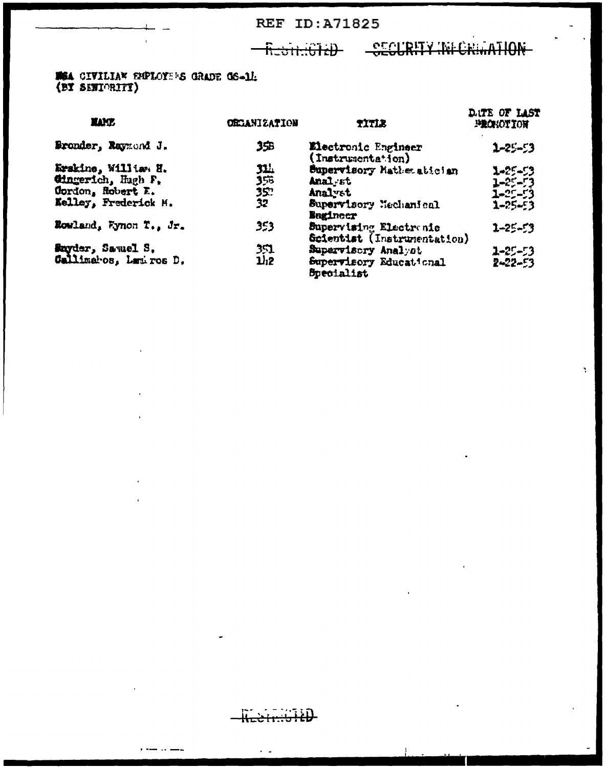REF ID:A71825

~~RESTRICTED~~ ~~SECURITY INFORMATION~~

NSA CIVILIAN EMPLOYEES GRADE GS-14
(BY SENIORITY)

| NAME | ORGANIZATION | TITLE | DATE OF LAST PROMOTION |
|---|---|---|---|
| Bronder, Raymond J. | 35B | Electronic Engineer (Instrumentation) | 1-25-53 |
| Erskine, William H. | 314 | Supervisory Mathematician | 1-25-53 |
| Gingerich, Hugh F. | 35B | Analyst | 1-25-53 |
| Gordon, Robert E. | 352 | Analyst | 1-25-53 |
| Kelley, Frederick M. | 32 | Supervisory Mechanical Engineer | 1-25-53 |
| Rowland, Fynon T., Jr. | 353 | Supervising Electronic Scientist (Instrumentation) | 1-25-53 |
| Snyder, Samuel S. | 351 | Supervisory Analyst | 1-25-53 |
| Callimahos, Lambros D. | 142 | Supervisory Educational Specialist | 2-22-53 |

~~RESTRICTED~~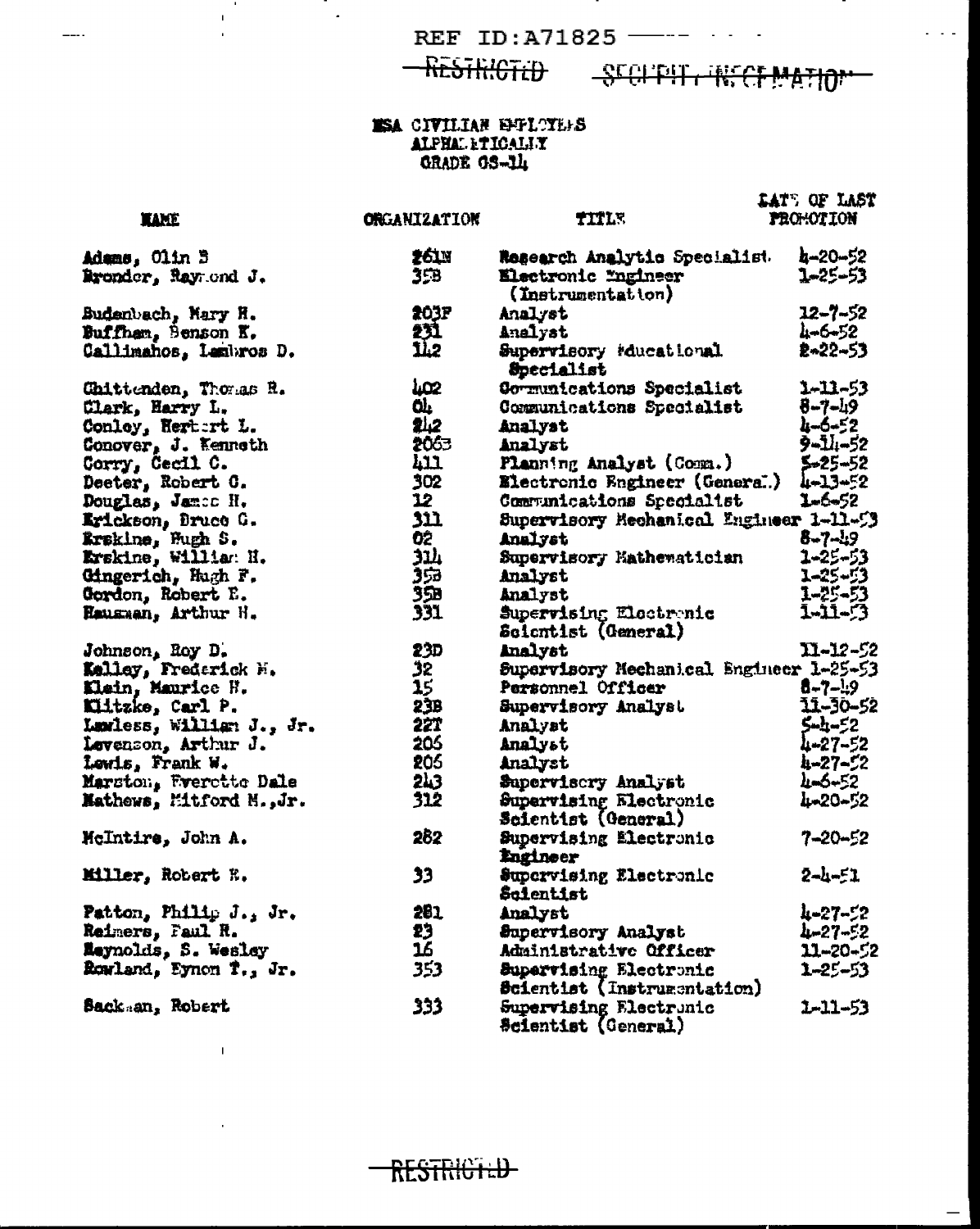REF ID:A71825

~~RESTRICTED~~ ~~SECURITY INFORMATION~~

NSA CIVILIAN EMPLOYEES
ALPHABETICALLY
GRADE GS-14

| NAME | ORGANIZATION | TITLE | DATE OF LAST PROMOTION |
|---|---|---|---|
| Adams, Olin B | 261N | Research Analytic Specialist | 4-20-52 |
| Bronder, Raymond J. | 35B | Electronic Engineer (Instrumentation) | 1-25-53 |
| Budenbach, Mary H. | 203F | Analyst | 12-7-52 |
| Buffham, Benson K. | 231 | Analyst | 4-6-52 |
| Callimahos, Lambros D. | 142 | Supervisory Educational Specialist | 2-22-53 |
| Chittenden, Thomas R. | 402 | Communications Specialist | 1-11-53 |
| Clark, Harry L. | 04 | Communications Specialist | 8-7-49 |
| Conley, Herbert L. | 242 | Analyst | 4-6-52 |
| Conover, J. Kenneth | 2063 | Analyst | 9-14-52 |
| Corry, Cecil C. | 411 | Planning Analyst (Comm.) | 5-25-52 |
| Deeter, Robert C. | 302 | Electronic Engineer (General) | 4-13-52 |
| Douglas, James H. | 12 | Communications Specialist | 1-6-52 |
| Erickson, Bruce G. | 311 | Supervisory Mechanical Engineer | 1-11-53 |
| Erskine, Hugh S. | 02 | Analyst | 8-7-49 |
| Erskine, William H. | 314 | Supervisory Mathematician | 1-25-53 |
| Gingerich, Hugh F. | 35B | Analyst | 1-25-53 |
| Gordon, Robert E. | 35B | Analyst | 1-25-53 |
| Hausman, Arthur H. | 331 | Supervising Electronic Scientist (General) | 1-11-53 |
| Johnson, Roy D. | 23D | Analyst | 11-12-52 |
| Kelley, Frederick H. | 32 | Supervisory Mechanical Engineer | 1-25-53 |
| Klein, Maurice H. | 15 | Personnel Officer | 8-7-49 |
| Klitzke, Carl P. | 23B | Supervisory Analyst | 11-30-52 |
| Lawless, William J., Jr. | 22T | Analyst | 5-4-52 |
| Levenson, Arthur J. | 205 | Analyst | 4-27-52 |
| Lewis, Frank W. | 205 | Analyst | 4-27-52 |
| Marston, Everette Dale | 243 | Supervisory Analyst | 4-6-52 |
| Mathews, Mitford M.,Jr. | 312 | Supervising Electronic Scientist (General) | 4-20-52 |
| McIntire, John A. | 282 | Supervising Electronic Engineer | 7-20-52 |
| Miller, Robert E. | 33 | Supervising Electronic Scientist | 2-4-51 |
| Patton, Philip J., Jr. | 281 | Analyst | 4-27-52 |
| Reimers, Paul R. | 23 | Supervisory Analyst | 4-27-52 |
| Reynolds, S. Wesley | 16 | Administrative Officer | 11-20-52 |
| Rowland, Eynon T., Jr. | 353 | Supervising Electronic Scientist (Instrumentation) | 1-25-53 |
| Sackman, Robert | 333 | Supervising Electronic Scientist (General) | 1-11-53 |

~~RESTRICTED~~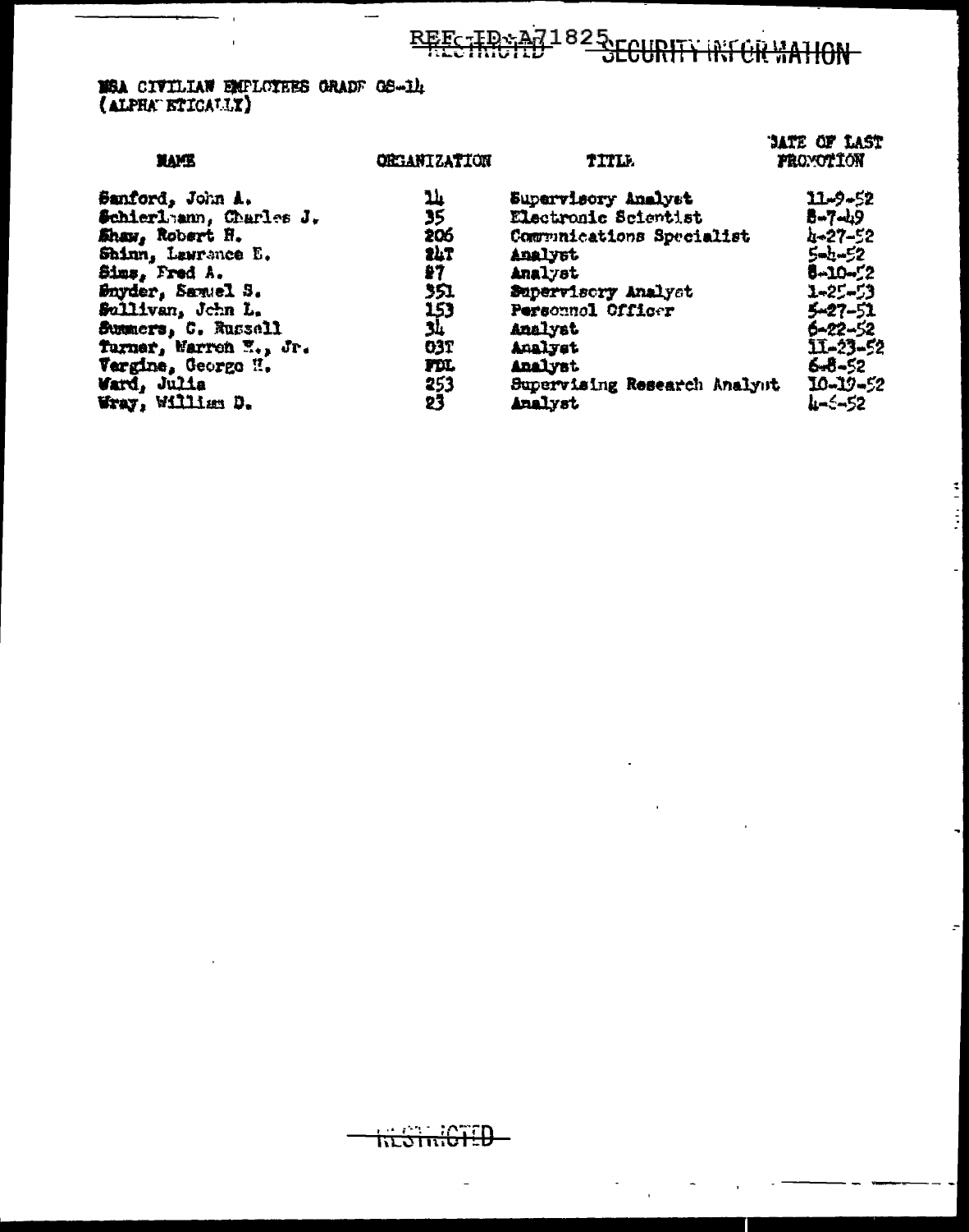REF ID:A71825 RESTRICTED SECURITY INFORMATION

NSA CIVILIAN EMPLOYEES GRADE GS-14
(ALPHABETICALLY)

| NAME | ORGANIZATION | TITLE | DATE OF LAST PROMOTION |
|---|---|---|---|
| Sanford, John A. | 14 | Supervisory Analyst | 11-9-52 |
| Schierlmann, Charles J. | 35 | Electronic Scientist | 8-7-49 |
| Shaw, Robert H. | 206 | Communications Specialist | 4-27-52 |
| Shinn, Lawrence E. | 24T | Analyst | 5-4-52 |
| Sims, Fred A. | 27 | Analyst | 8-10-52 |
| Snyder, Samuel S. | 351 | Supervisory Analyst | 1-25-53 |
| Sullivan, John L. | 153 | Personnel Officer | 5-27-51 |
| Summers, C. Russell | 34 | Analyst | 6-22-52 |
| Turner, Warren E., Jr. | 03T | Analyst | 11-23-52 |
| Vergine, George H. | FDL | Analyst | 6-8-52 |
| Ward, Julia | 253 | Supervising Research Analyst | 10-19-52 |
| Wray, William D. | 23 | Analyst | 4-6-52 |

RESTRICTED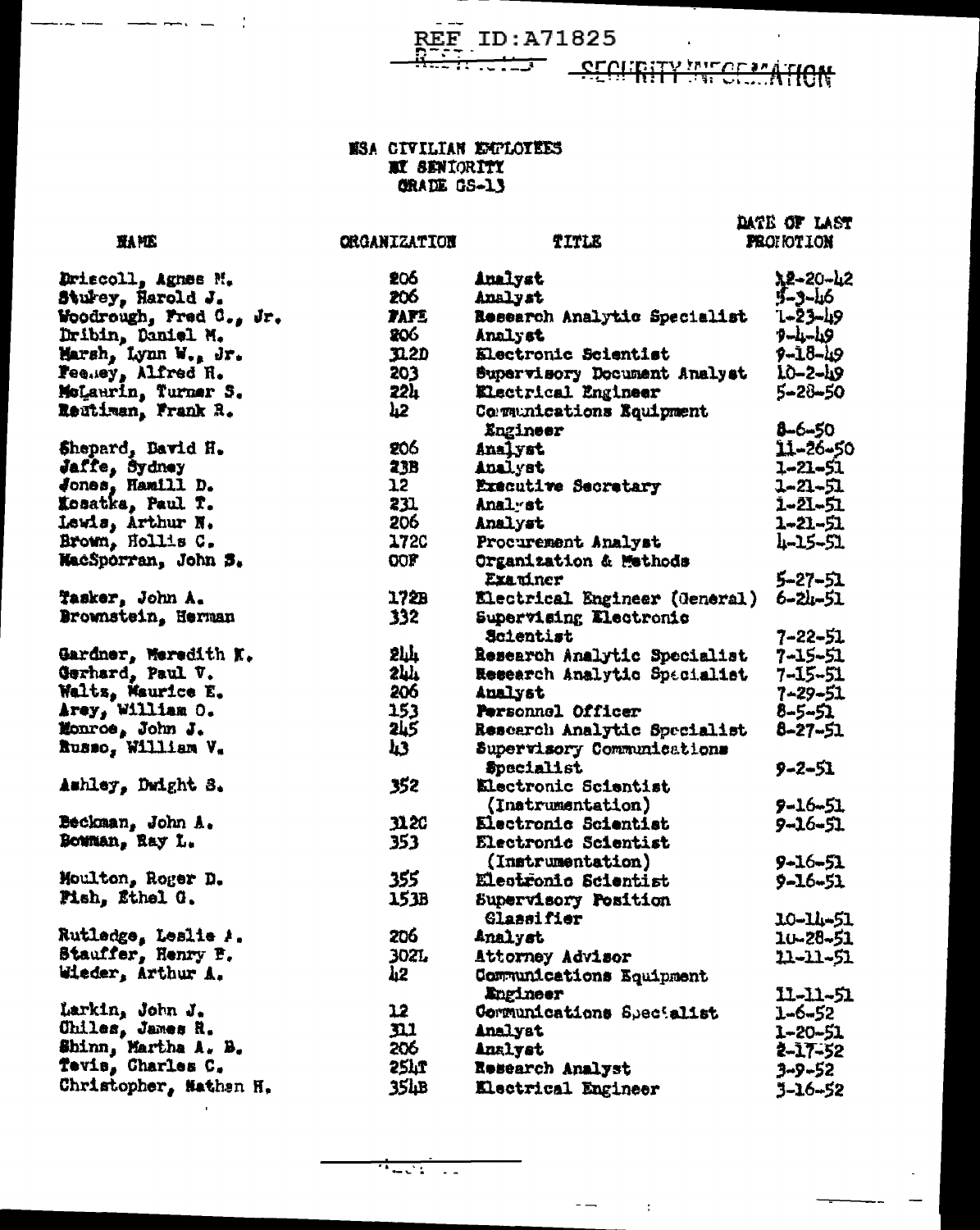REF ID:A71825

SECURITY INFORMATION

NSA CIVILIAN EMPLOYEES
BY SENIORITY
GRADE GS-13

| NAME | ORGANIZATION | TITLE | DATE OF LAST PROMOTION |
|---|---|---|---|
| Driscoll, Agnes M. | 206 | Analyst | 12-20-42 |
| Stukey, Harold J. | 206 | Analyst | 5-3-46 |
| Woodrough, Fred C., Jr. | FAFE | Research Analytic Specialist | 1-23-49 |
| Dribin, Daniel M. | 206 | Analyst | 9-4-49 |
| Marsh, Lynn W., Jr. | 312D | Electronic Scientist | 9-18-49 |
| Feeney, Alfred H. | 203 | Supervisory Document Analyst | 10-2-49 |
| McLaurin, Turner S. | 224 | Electrical Engineer | 5-28-50 |
| Reutiman, Frank R. | 42 | Communications Equipment Engineer | 8-6-50 |
| Shepard, David H. | 206 | Analyst | 11-26-50 |
| Jaffe, Sydney | 23B | Analyst | 1-21-51 |
| Jones, Hamill D. | 12 | Executive Secretary | 1-21-51 |
| Kosatka, Paul T. | 231 | Analyst | 1-21-51 |
| Lewis, Arthur N. | 206 | Analyst | 1-21-51 |
| Brown, Hollis C. | 172C | Procurement Analyst | 4-15-51 |
| MacSporran, John S. | OOF | Organization & Methods Examiner | 5-27-51 |
| Tasker, John A. | 172B | Electrical Engineer (General) | 6-24-51 |
| Brownstein, Herman | 332 | Supervising Electronic Scientist | 7-22-51 |
| Gardner, Meredith K. | 244 | Research Analytic Specialist | 7-15-51 |
| Gerhard, Paul V. | 244 | Research Analytic Specialist | 7-15-51 |
| Waltz, Maurice E. | 206 | Analyst | 7-29-51 |
| Arey, William O. | 153 | Personnel Officer | 8-5-51 |
| Monroe, John J. | 245 | Research Analytic Specialist | 8-27-51 |
| Russo, William V. | 43 | Supervisory Communications Specialist | 9-2-51 |
| Ashley, Dwight S. | 352 | Electronic Scientist (Instrumentation) | 9-16-51 |
| Beckman, John A. | 312C | Electronic Scientist | 9-16-51 |
| Bowman, Ray L. | 353 | Electronic Scientist (Instrumentation) | 9-16-51 |
| Moulton, Roger D. | 355 | Electronic Scientist | 9-16-51 |
| Fish, Ethel G. | 153B | Supervisory Position Classifier | 10-14-51 |
| Rutledge, Leslie A. | 206 | Analyst | 10-28-51 |
| Stauffer, Henry F. | 302L | Attorney Advisor | 11-11-51 |
| Wieder, Arthur A. | 42 | Communications Equipment Engineer | 11-11-51 |
| Larkin, John J. | 12 | Communications Specialist | 1-6-52 |
| Chiles, James R. | 311 | Analyst | 1-20-51 |
| Shinn, Martha A. B. | 206 | Analyst | 2-17-52 |
| Tevis, Charles C. | 254T | Research Analyst | 3-9-52 |
| Christopher, Nathan H. | 354B | Electrical Engineer | 3-16-52 |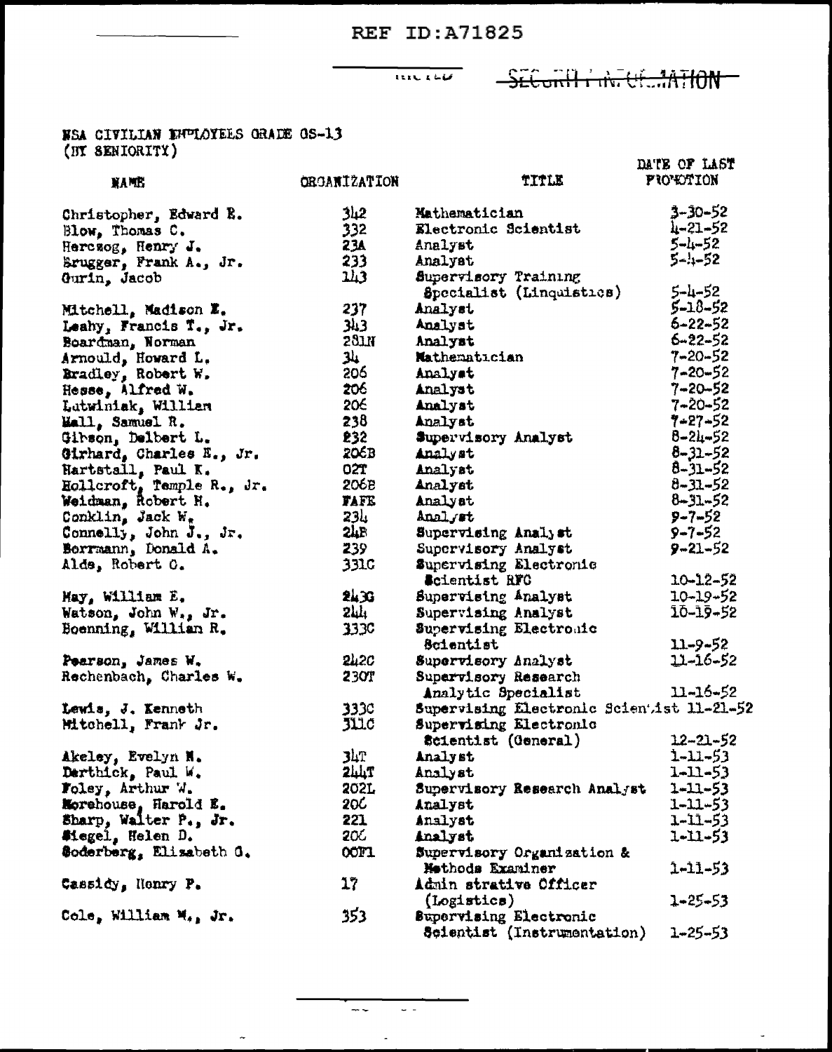REF ID:A71825

SECURITY INFORMATION

NSA CIVILIAN EMPLOYEES GRADE GS-13
(BY SENIORITY)

| NAME | ORGANIZATION | TITLE | DATE OF LAST PROMOTION |
|---|---|---|---|
| Christopher, Edward R. | 342 | Mathematician | 3-30-52 |
| Blow, Thomas C. | 332 | Electronic Scientist | 4-21-52 |
| Herczog, Henry J. | 23A | Analyst | 5-4-52 |
| Brugger, Frank A., Jr. | 233 | Analyst | 5-4-52 |
| Gurin, Jacob | 143 | Supervisory Training Specialist (Linguistics) | 5-4-52 |
| Mitchell, Madison E. | 237 | Analyst | 5-18-52 |
| Leahy, Francis T., Jr. | 343 | Analyst | 6-22-52 |
| Boardman, Norman | 281N | Analyst | 6-22-52 |
| Arnould, Howard L. | 34 | Mathematician | 7-20-52 |
| Bradley, Robert W. | 206 | Analyst | 7-20-52 |
| Hesse, Alfred W. | 206 | Analyst | 7-20-52 |
| Lutwiniak, William | 206 | Analyst | 7-20-52 |
| Hall, Samuel R. | 238 | Analyst | 7-27-52 |
| Gibson, Delbert L. | 232 | Supervisory Analyst | 8-24-52 |
| Girhard, Charles E., Jr. | 206B | Analyst | 8-31-52 |
| Hartstall, Paul K. | 02T | Analyst | 8-31-52 |
| Hollcroft, Temple R., Jr. | 206B | Analyst | 8-31-52 |
| Weidman, Robert H. | FAFE | Analyst | 8-31-52 |
| Conklin, Jack W. | 234 | Analyst | 9-7-52 |
| Connelly, John J., Jr. | 24B | Supervising Analyst | 9-7-52 |
| Borrmann, Donald A. | 239 | Supervisory Analyst | 9-21-52 |
| Alde, Robert O. | 331C | Supervising Electronic Scientist RFC | 10-12-52 |
| May, William E. | 243G | Supervising Analyst | 10-19-52 |
| Watson, John W., Jr. | 244 | Supervising Analyst | 10-19-52 |
| Boenning, William R. | 333C | Supervising Electronic Scientist | 11-9-52 |
| Pearson, James W. | 242C | Supervisory Analyst | 11-16-52 |
| Rechenbach, Charles W. | 230T | Supervisory Research Analytic Specialist | 11-16-52 |
| Lewis, J. Kenneth | 333C | Supervising Electronic Scientist | 11-21-52 |
| Mitchell, Frank Jr. | 311C | Supervising Electronic Scientist (General) | 12-21-52 |
| Akeley, Evelyn M. | 34T | Analyst | 1-11-53 |
| Derthick, Paul W. | 244T | Analyst | 1-11-53 |
| Foley, Arthur W. | 202L | Supervisory Research Analyst | 1-11-53 |
| Morehouse, Harold E. | 206 | Analyst | 1-11-53 |
| Sharp, Walter P., Jr. | 221 | Analyst | 1-11-53 |
| Siegel, Helen D. | 206 | Analyst | 1-11-53 |
| Soderberg, Elizabeth G. | 00F1 | Supervisory Organization & Methods Examiner | 1-11-53 |
| Cassidy, Henry P. | 17 | Administrative Officer (Logistics) | 1-25-53 |
| Cole, William M., Jr. | 353 | Supervising Electronic Scientist (Instrumentation) | 1-25-53 |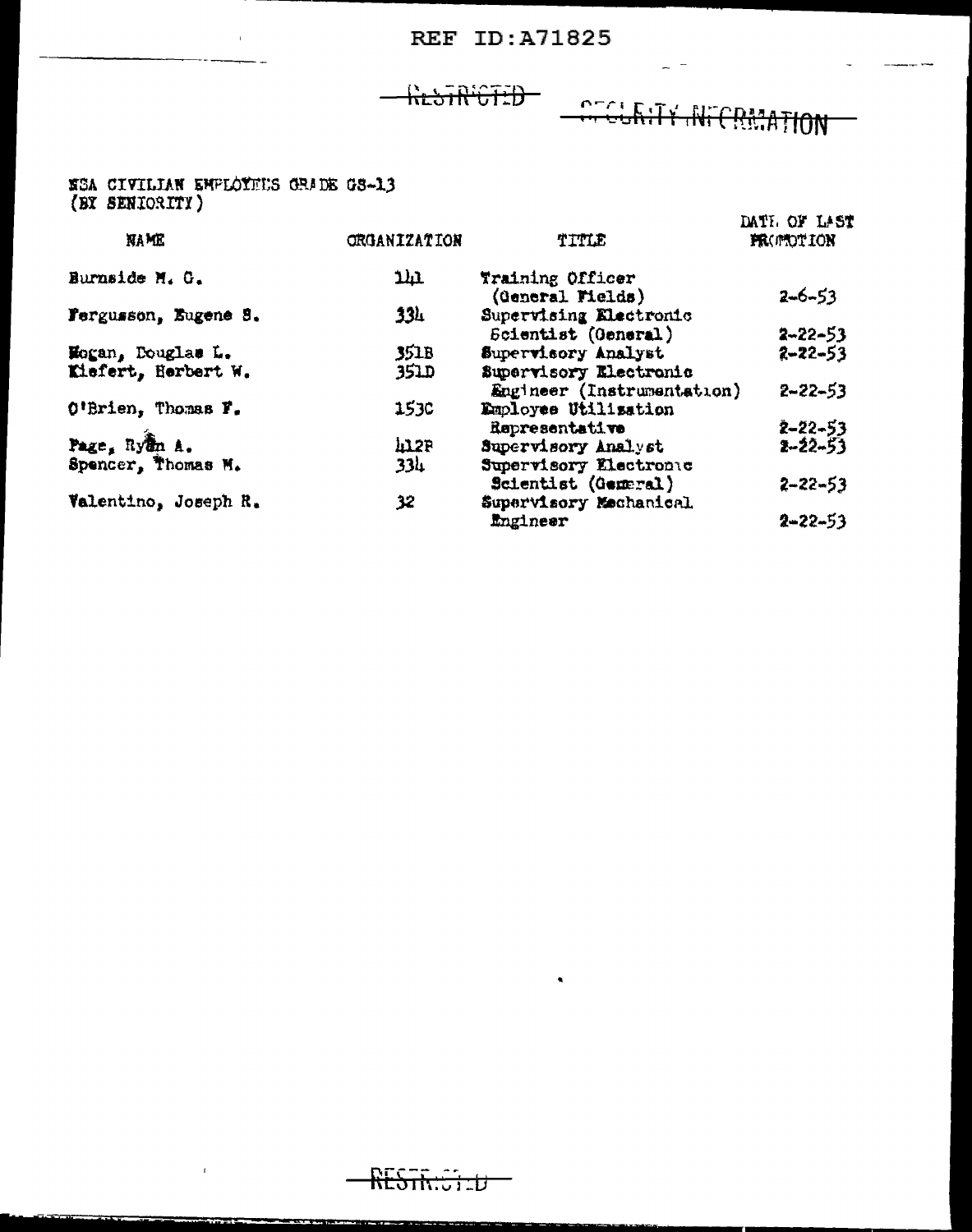REF ID:A71825

RESTRICTED SECURITY INFORMATION

NSA CIVILIAN EMPLOYEES GRADE GS-13
(BY SENIORITY)

| NAME | ORGANIZATION | TITLE | DATE OF LAST PROMOTION |
|---|---|---|---|
| Burnside M. G. | 141 | Training Officer (General Fields) | 2-6-53 |
| Fergusson, Eugene S. | 334 | Supervising Electronic Scientist (General) | 2-22-53 |
| Hogan, Douglas L. | 351B | Supervisory Analyst | 2-22-53 |
| Kiefert, Herbert W. | 351D | Supervisory Electronic Engineer (Instrumentation) | 2-22-53 |
| O'Brien, Thomas F. | 153C | Employee Utilization Representative | 2-22-53 |
| Page, Ryan A. | 412P | Supervisory Analyst | 2-22-53 |
| Spencer, Thomas M. | 334 | Supervisory Electronic Scientist (General) | 2-22-53 |
| Valentino, Joseph R. | 32 | Supervisory Mechanical Engineer | 2-22-53 |

RESTRICTED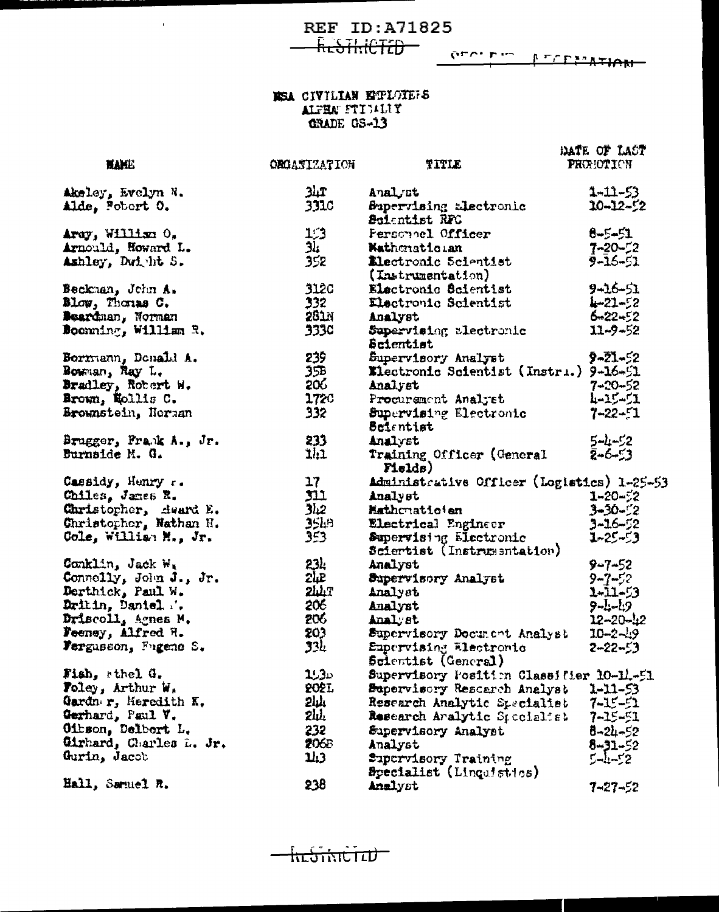REF ID:A71825

RESTRICTED

SECURITY INFORMATION

# NSA CIVILIAN EMPLOYEES
## ALPHABETICALLY
## GRADE GS-13

| NAME | ORGANIZATION | TITLE | DATE OF LAST PROMOTION |
|---|---|---|---|
| Akeley, Evelyn N. | 34T | Analyst | 1-11-53 |
| Alde, Robert O. | 331C | Supervising Electronic Scientist RFC | 10-12-52 |
| Aray, William O. | 153 | Personnel Officer | 8-5-51 |
| Arnould, Howard L. | 34 | Mathematician | 7-20-52 |
| Ashley, Dwight S. | 352 | Electronic Scientist (Instrumentation) | 9-16-51 |
| Beckman, John A. | 312C | Electronic Scientist | 9-16-51 |
| Blow, Thomas C. | 332 | Electronic Scientist | 4-21-52 |
| Boardman, Norman | 281N | Analyst | 6-22-52 |
| Boenning, William R. | 333C | Supervising Electronic Scientist | 11-9-52 |
| Bormann, Donald A. | 239 | Supervisory Analyst | 9-21-52 |
| Bowman, Ray L. | 35B | Electronic Scientist (Instru.) | 9-16-51 |
| Bradley, Robert W. | 206 | Analyst | 7-20-52 |
| Brown, Hollis C. | 172C | Procurement Analyst | 4-15-51 |
| Brownstein, Herman | 332 | Supervising Electronic Scientist | 7-22-51 |
| Brugger, Frank A., Jr. | 233 | Analyst | 5-4-52 |
| Burnside M. G. | 141 | Training Officer (General Fields) | 2-6-53 |
| Cassidy, Henry F. | 17 | Administrative Officer (Logistics) | 1-25-53 |
| Chiles, James R. | 311 | Analyst | 1-20-52 |
| Christopher, Edward E. | 342 | Mathematician | 3-30-52 |
| Christopher, Nathan H. | 354B | Electrical Engineer | 3-16-52 |
| Cole, William M., Jr. | 353 | Supervising Electronic Scientist (Instrumentation) | 1-25-53 |
| Conklin, Jack W. | 234 | Analyst | 9-7-52 |
| Connolly, John J., Jr. | 24P | Supervisory Analyst | 9-7-52 |
| Derthick, Paul W. | 244T | Analyst | 1-11-53 |
| Dritin, Daniel T. | 206 | Analyst | 9-4-49 |
| Driscoll, Agnes M. | 206 | Analyst | 12-20-42 |
| Feeney, Alfred H. | 203 | Supervisory Document Analyst | 10-2-49 |
| Fergusson, Eugene S. | 334 | Supervising Electronic Scientist (General) | 2-22-53 |
| Fish, Ethel G. | 153D | Supervisory Position Classifier | 10-14-51 |
| Foley, Arthur W. | 202L | Supervisory Research Analyst | 1-11-53 |
| Gardner, Meredith K. | 244 | Research Analytic Specialist | 7-15-51 |
| Gerhard, Paul V. | 244 | Research Analytic Specialist | 7-15-51 |
| Gibson, Delbert L. | 232 | Supervisory Analyst | 8-24-52 |
| Girhard, Charles L. Jr. | 206B | Analyst | 8-31-52 |
| Gurin, Jacob | 143 | Supervisory Training Specialist (Linguistics) | 5-4-52 |
| Hall, Samuel R. | 238 | Analyst | 7-27-52 |

RESTRICTED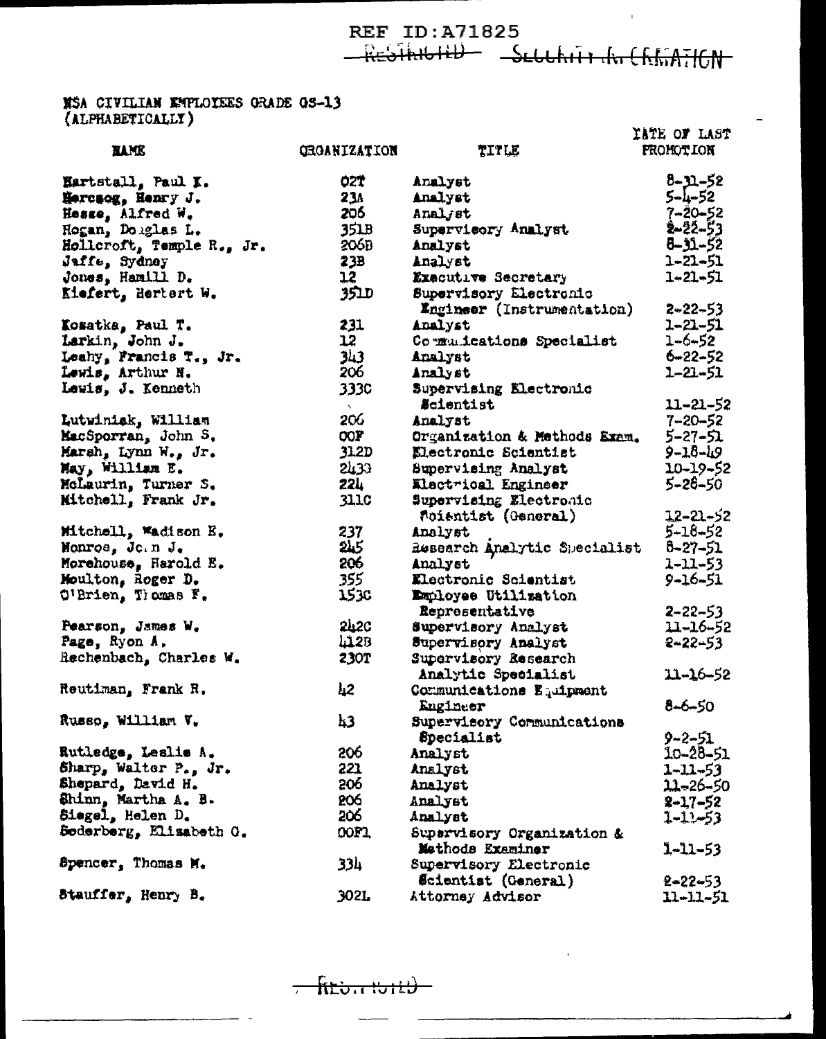REF ID:A71825

~~RESTRICTED~~ ~~SECURITY INFORMATION~~

NSA CIVILIAN EMPLOYEES GRADE GS-13
(ALPHABETICALLY)

| NAME | ORGANIZATION | TITLE | DATE OF LAST PROMOTION |
|---|---|---|---|
| Hartstall, Paul K. | 02T | Analyst | 8-31-52 |
| Herczog, Henry J. | 23A | Analyst | 5-4-52 |
| Hesse, Alfred W. | 206 | Analyst | 7-20-52 |
| Hogan, Douglas L. | 351B | Supervisory Analyst | 2-22-53 |
| Hollcroft, Temple R., Jr. | 206B | Analyst | 8-31-52 |
| Jaffe, Sydney | 23B | Analyst | 1-21-51 |
| Jones, Hamill D. | 12 | Executive Secretary | 1-21-51 |
| Kiefert, Herbert W. | 351D | Supervisory Electronic Engineer (Instrumentation) | 2-22-53 |
| Kosatka, Paul T. | 231 | Analyst | 1-21-51 |
| Larkin, John J. | 12 | Communications Specialist | 1-6-52 |
| Leahy, Francis T., Jr. | 343 | Analyst | 6-22-52 |
| Lewis, Arthur N. | 206 | Analyst | 1-21-51 |
| Lewis, J. Kenneth | 333C | Supervising Electronic Scientist | 11-21-52 |
| Lutwiniak, William | 206 | Analyst | 7-20-52 |
| MacSporran, John S. | 00F | Organization & Methods Exam. | 5-27-51 |
| Marsh, Lynn W., Jr. | 312D | Electronic Scientist | 9-18-49 |
| May, William E. | 243G | Supervising Analyst | 10-19-52 |
| McLaurin, Turner S. | 224 | Electrical Engineer | 5-28-50 |
| Mitchell, Frank Jr. | 311C | Supervising Electronic Scientist (General) | 12-21-52 |
| Mitchell, Madison E. | 237 | Analyst | 5-18-52 |
| Monroe, John J. | 245 | Research Analytic Specialist | 8-27-51 |
| Morehouse, Harold E. | 206 | Analyst | 1-11-53 |
| Moulton, Roger D. | 355 | Electronic Scientist | 9-16-51 |
| O'Brien, Thomas F. | 153C | Employee Utilization Representative | 2-22-53 |
| Pearson, James W. | 242C | Supervisory Analyst | 11-16-52 |
| Page, Ryon A. | 412B | Supervisory Analyst | 2-22-53 |
| Rechenbach, Charles W. | 230T | Supervisory Research Analytic Specialist | 11-16-52 |
| Reutiman, Frank R. | 42 | Communications Equipment Engineer | 8-6-50 |
| Russo, William V. | 43 | Supervisory Communications Specialist | 9-2-51 |
| Rutledge, Leslie A. | 206 | Analyst | 10-28-51 |
| Sharp, Walter P., Jr. | 221 | Analyst | 1-11-53 |
| Shepard, David H. | 206 | Analyst | 11-26-50 |
| Shinn, Martha A. B. | 206 | Analyst | 2-17-52 |
| Siegel, Helen D. | 206 | Analyst | 1-11-53 |
| Soderberg, Elizabeth O. | 00F1 | Supervisory Organization & Methods Examiner | 1-11-53 |
| Spencer, Thomas M. | 334 | Supervisory Electronic Scientist (General) | 2-22-53 |
| Stauffer, Henry B. | 302L | Attorney Advisor | 11-11-51 |

~~RESTRICTED~~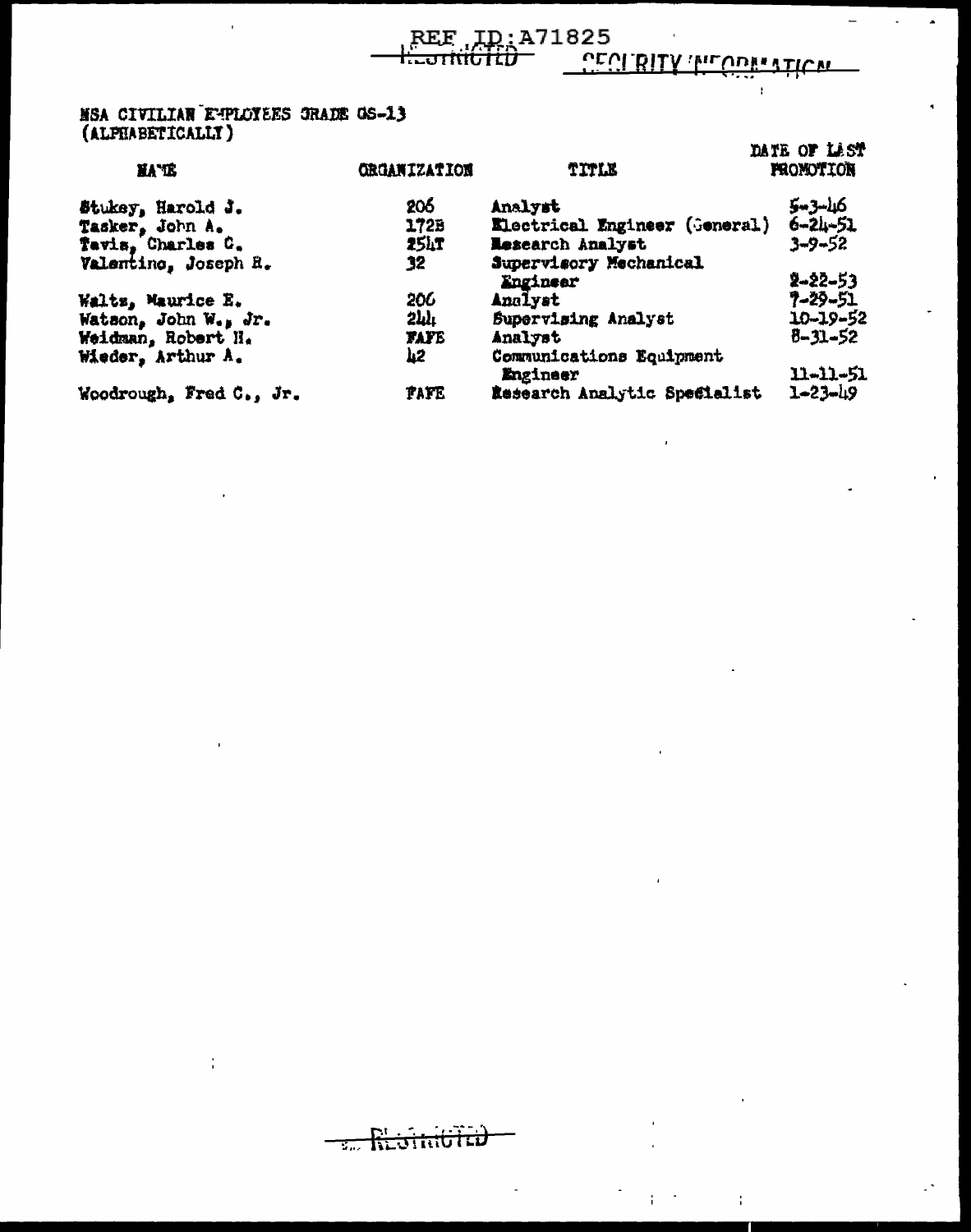REF ID:A71825

RESTRICTED SECURITY INFORMATION

NSA CIVILIAN EMPLOYEES GRADE GS-13
(ALPHABETICALLY)

| NAME | ORGANIZATION | TITLE | DATE OF LAST PROMOTION |
|---|---|---|---|
| Stukey, Harold J. | 206 | Analyst | 5-3-46 |
| Tasker, John A. | 172B | Electrical Engineer (General) | 6-24-51 |
| Tavis, Charles C. | 254T | Research Analyst | 3-9-52 |
| Valentino, Joseph R. | 32 | Supervisory Mechanical Engineer | 2-22-53 |
| Waltz, Maurice E. | 206 | Analyst | 7-29-51 |
| Watson, John W., Jr. | 244 | Supervising Analyst | 10-19-52 |
| Weidman, Robert H. | FAFE | Analyst | 8-31-52 |
| Wieder, Arthur A. | 42 | Communications Equipment Engineer | 11-11-51 |
| Woodrough, Fred C., Jr. | FAFE | Research Analytic Specialist | 1-23-49 |

RESTRICTED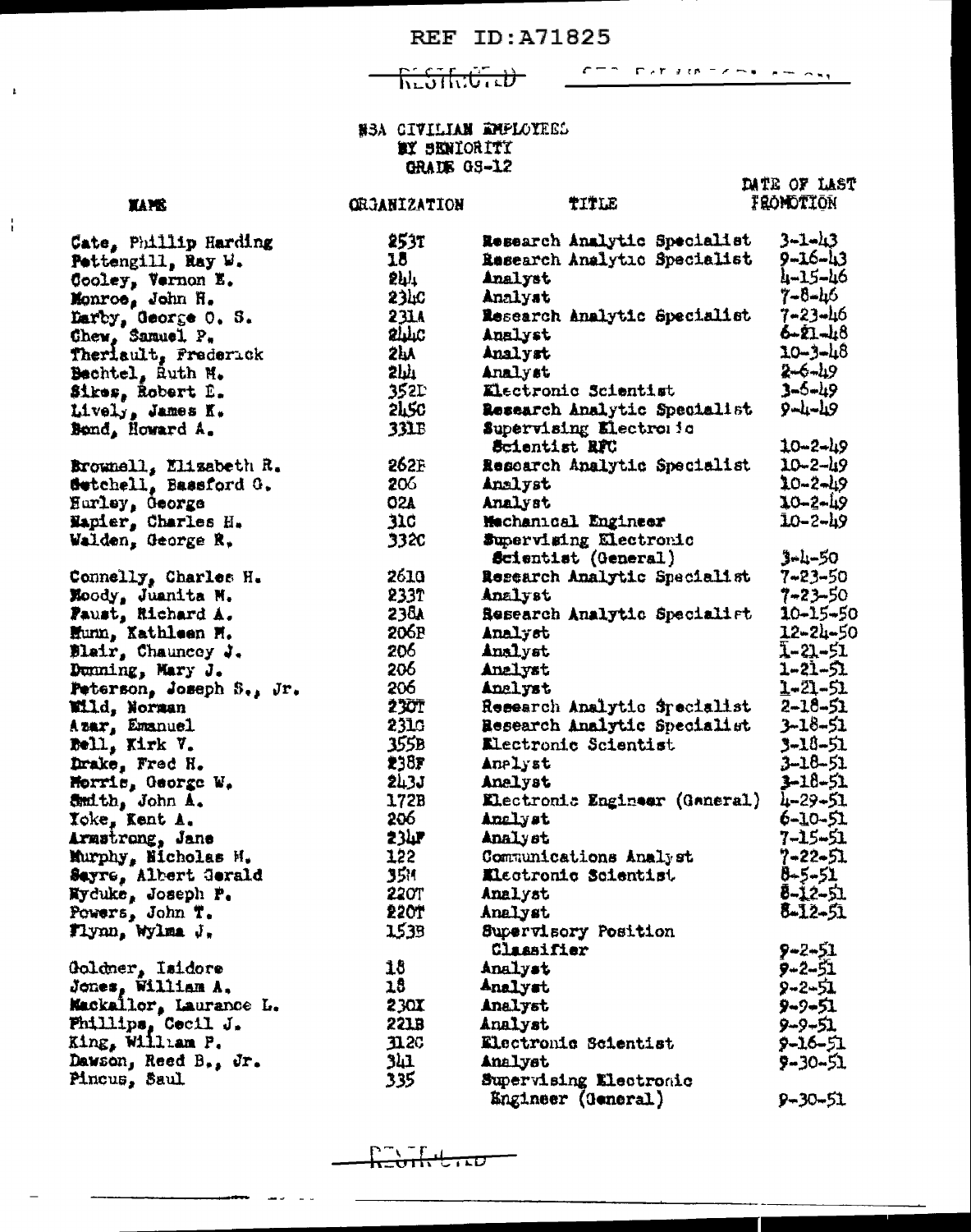REF ID:A71825

RESTRICTED

NSA CIVILIAN EMPLOYEES
BY SENIORITY
GRADE GS-12

| NAME | ORGANIZATION | TITLE | DATE OF LAST PROMOTION |
|---|---|---|---|
| Cate, Phillip Harding | 253T | Research Analytic Specialist | 3-1-43 |
| Pettengill, Ray W. | 18 | Research Analytic Specialist | 9-16-43 |
| Cooley, Vernon E. | 244 | Analyst | 4-15-46 |
| Monroe, John H. | 234C | Analyst | 7-8-46 |
| Darby, George O. S. | 231A | Research Analytic Specialist | 7-23-46 |
| Chew, Samuel P. | 244C | Analyst | 6-21-48 |
| Theriault, Frederick | 24A | Analyst | 10-3-48 |
| Bechtel, Ruth M. | 244 | Analyst | 2-6-49 |
| Sikes, Robert E. | 352D | Electronic Scientist | 3-6-49 |
| Lively, James K. | 245C | Research Analytic Specialist | 9-4-49 |
| Bond, Howard A. | 331B | Supervising Electronic Scientist RFC | 10-2-49 |
| Brownell, Elizabeth R. | 262B | Research Analytic Specialist | 10-2-49 |
| Getchell, Bassford G. | 206 | Analyst | 10-2-49 |
| Hurley, George | 02A | Analyst | 10-2-49 |
| Napier, Charles H. | 31C | Mechanical Engineer | 10-2-49 |
| Walden, George R. | 332C | Supervising Electronic Scientist (General) | 3-4-50 |
| Connelly, Charles H. | 261G | Research Analytic Specialist | 7-23-50 |
| Moody, Juanita M. | 233T | Analyst | 7-23-50 |
| Faust, Richard A. | 238A | Research Analytic Specialist | 10-15-50 |
| Munn, Kathleen M. | 206P | Analyst | 12-24-50 |
| Blair, Chauncey J. | 206 | Analyst | 1-21-51 |
| Dunning, Mary J. | 206 | Analyst | 1-21-51 |
| Peterson, Joseph S., Jr. | 206 | Analyst | 1-21-51 |
| Wild, Norman | 230T | Research Analytic Specialist | 2-18-51 |
| Azar, Emanuel | 231G | Research Analytic Specialist | 3-18-51 |
| Bell, Kirk V. | 355B | Electronic Scientist | 3-18-51 |
| Drake, Fred H. | 238F | Analyst | 3-18-51 |
| Morris, George W. | 243J | Analyst | 3-18-51 |
| Smith, John A. | 172B | Electronic Engineer (General) | 4-29-51 |
| Yoke, Kent A. | 206 | Analyst | 6-10-51 |
| Armstrong, Jane | 234F | Analyst | 7-15-51 |
| Murphy, Nicholas H. | 122 | Communications Analyst | 7-22-51 |
| Sayre, Albert Gerald | 35M | Electronic Scientist | 8-5-51 |
| Nyduke, Joseph P. | 220T | Analyst | 8-12-51 |
| Powers, John T. | 220T | Analyst | 8-12-51 |
| Flynn, Wylma J. | 153B | Supervisory Position Classifier | 9-2-51 |
| Goldner, Isidore | 18 | Analyst | 9-2-51 |
| Jones, William A. | 18 | Analyst | 9-2-51 |
| Mackallor, Laurance L. | 230X | Analyst | 9-9-51 |
| Phillips, Cecil J. | 221B | Analyst | 9-9-51 |
| King, William P. | 312C | Electronic Scientist | 9-16-51 |
| Dawson, Reed B., Jr. | 341 | Analyst | 9-30-51 |
| Pincus, Saul | 335 | Supervising Electronic Engineer (General) | 9-30-51 |

RESTRICTED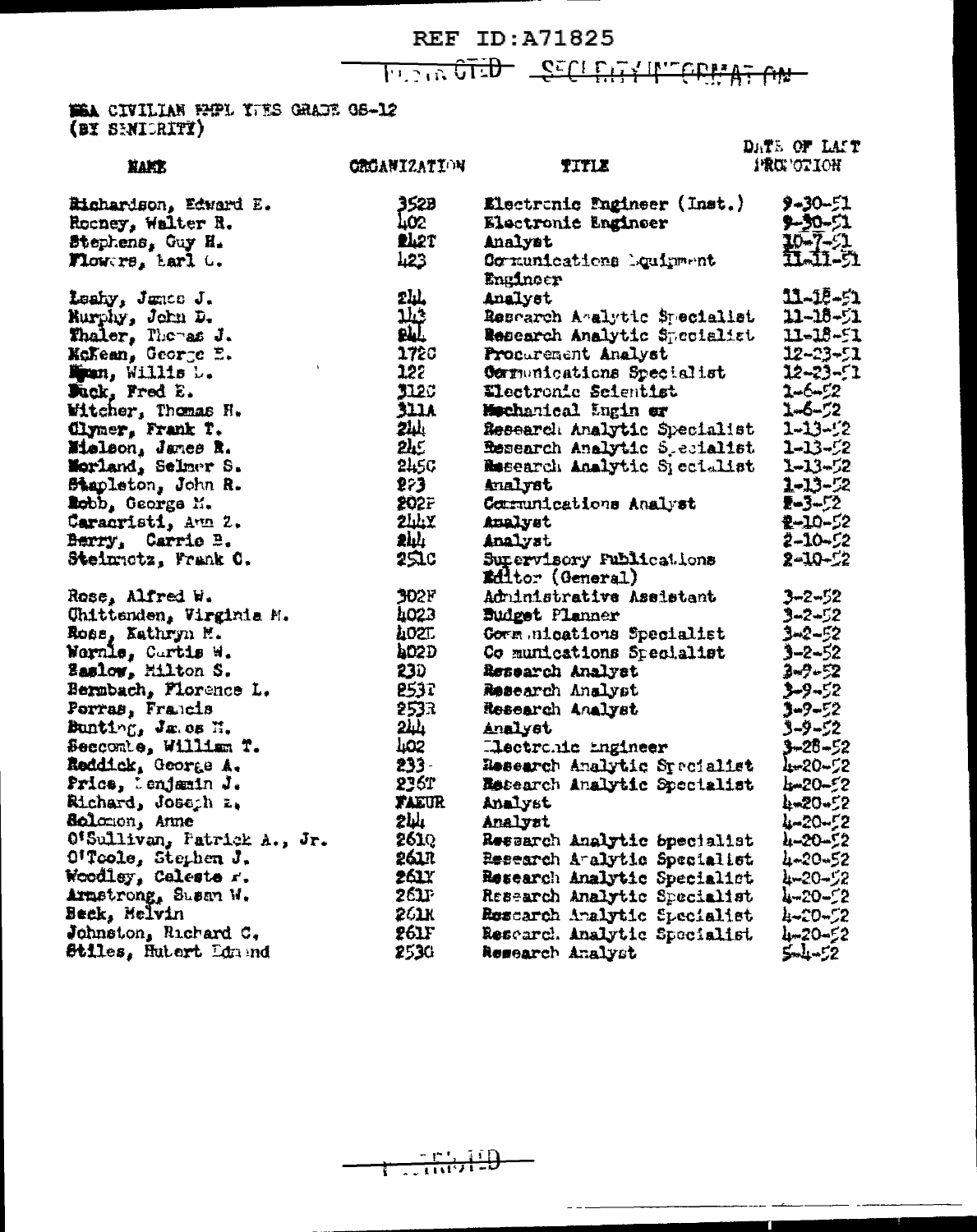REF ID:A71825

RESTRICTED SECURITY INFORMATION

NSA CIVILIAN EMPLOYEES GRADE GS-12
(BY SENIORITY)

| NAME | ORGANIZATION | TITLE | DATE OF LAST PROMOTION |
|---|---|---|---|
| Richardson, Edward E. | 352B | Electronic Engineer (Inst.) | 9-30-51 |
| Rooney, Walter R. | 402 | Electronic Engineer | 9-30-51 |
| Stephens, Guy H. | 242T | Analyst | 10-7-51 |
| Flowers, Earl C. | 423 | Communications Equipment Engineer | 11-11-51 |
| Leahy, James J. | 244 | Analyst | 11-18-51 |
| Murphy, John D. | 143 | Research Analytic Specialist | 11-18-51 |
| Thaler, Thomas J. | 244 | Research Analytic Specialist | 11-18-51 |
| McKean, George E. | 172C | Procurement Analyst | 12-23-51 |
| Mann, Willis L. | 122 | Communications Specialist | 12-23-51 |
| Buck, Fred E. | 312C | Electronic Scientist | 1-6-52 |
| Witcher, Thomas H. | 311A | Mechanical Engineer | 1-6-52 |
| Clymer, Frank T. | 244 | Research Analytic Specialist | 1-13-52 |
| Nielson, James R. | 245 | Research Analytic Specialist | 1-13-52 |
| Morland, Selmer S. | 245C | Research Analytic Specialist | 1-13-52 |
| Stapleton, John R. | 223 | Analyst | 1-13-52 |
| Robb, George M. | 202F | Communications Analyst | 2-3-52 |
| Caracristi, Ann Z. | 244X | Analyst | 2-10-52 |
| Berry, Carrie B. | 244 | Analyst | 2-10-52 |
| Steinmetz, Frank C. | 251C | Supervisory Publications Editor (General) | 2-10-52 |
| Rose, Alfred W. | 302F | Administrative Assistant | 3-2-52 |
| Chittenden, Virginia M. | 402B | Budget Planner | 3-2-52 |
| Ross, Kathryn M. | 402E | Communications Specialist | 3-2-52 |
| Wornle, Curtis W. | 402D | Communications Specialist | 3-2-52 |
| Zaslow, Milton S. | 23D | Research Analyst | 3-9-52 |
| Bermbach, Florence L. | 253T | Research Analyst | 3-9-52 |
| Porras, Francis | 253R | Research Analyst | 3-9-52 |
| Bunting, James H. | 244 | Analyst | 3-9-52 |
| Seccombe, William T. | 402 | Electronic Engineer | 3-28-52 |
| Reddick, George A. | 233- | Research Analytic Specialist | 4-20-52 |
| Price, Benjamin J. | 236T | Research Analytic Specialist | 4-20-52 |
| Richard, Joseph E. | FAEUR | Analyst | 4-20-52 |
| Solomon, Anne | 244 | Analyst | 4-20-52 |
| O'Sullivan, Patrick A., Jr. | 261Q | Research Analytic Specialist | 4-20-52 |
| O'Toole, Stephen J. | 261R | Research Analytic Specialist | 4-20-52 |
| Woodley, Celeste F. | 261Y | Research Analytic Specialist | 4-20-52 |
| Armstrong, Susan W. | 261P | Research Analytic Specialist | 4-20-52 |
| Beck, Melvin | 261K | Research Analytic Specialist | 4-20-52 |
| Johnston, Richard C. | 261F | Research Analytic Specialist | 4-20-52 |
| Stiles, Hubert Edmund | 253G | Research Analyst | 5-4-52 |

RESTRICTED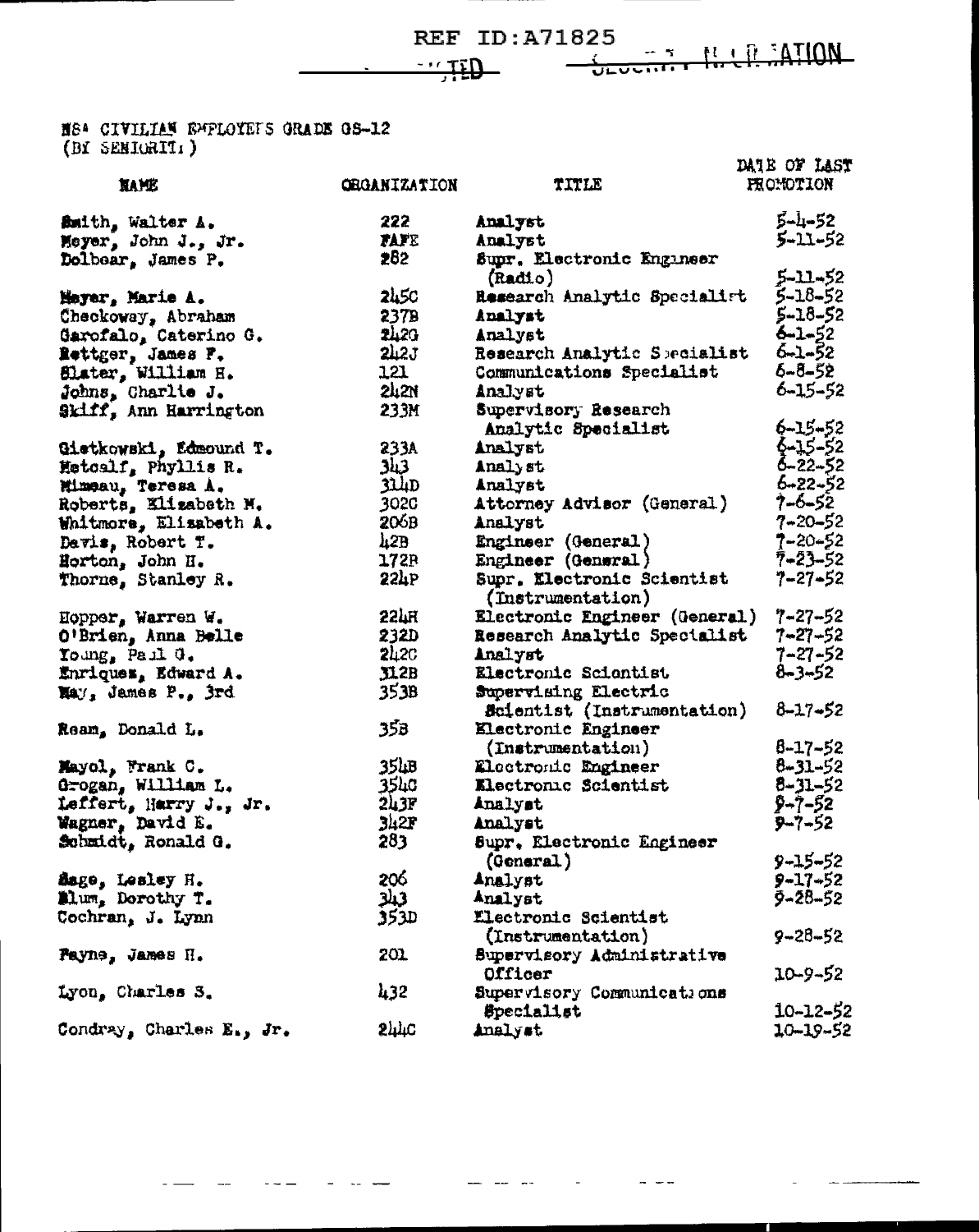REF ID:A71825

NSA CIVILIAN EMPLOYEES GRADE GS-12
(BY SENIORITY)

| NAME | ORGANIZATION | TITLE | DATE OF LAST PROMOTION |
|---|---|---|---|
| Smith, Walter A. | 222 | Analyst | 5-4-52 |
| Meyer, John J., Jr. | FAFE | Analyst | 5-11-52 |
| Dolbear, James P. | 282 | Supr. Electronic Engineer (Radio) | 5-11-52 |
| Meyer, Marie A. | 245C | Research Analytic Specialist | 5-18-52 |
| Checkoway, Abraham | 237B | Analyst | 5-18-52 |
| Garofalo, Caterino G. | 242G | Analyst | 6-1-52 |
| Bettger, James F. | 242J | Research Analytic Specialist | 6-1-52 |
| Slater, William H. | 121 | Communications Specialist | 6-8-52 |
| Johns, Charlie J. | 242N | Analyst | 6-15-52 |
| Skiff, Ann Harrington | 233M | Supervisory Research Analytic Specialist | 6-15-52 |
| Gietkowski, Edmound T. | 233A | Analyst | 6-15-52 |
| Metcalf, Phyllis R. | 343 | Analyst | 6-22-52 |
| Mimeau, Teresa A. | 314D | Analyst | 6-22-52 |
| Roberts, Elizabeth M. | 302C | Attorney Advisor (General) | 7-6-52 |
| Whitmore, Elizabeth A. | 206B | Analyst | 7-20-52 |
| Davis, Robert T. | 42B | Engineer (General) | 7-20-52 |
| Horton, John H. | 172B | Engineer (General) | 7-23-52 |
| Thorne, Stanley R. | 224P | Supr. Electronic Scientist (Instrumentation) | 7-27-52 |
| Hopper, Warren W. | 224H | Electronic Engineer (General) | 7-27-52 |
| O'Brien, Anna Belle | 232D | Research Analytic Specialist | 7-27-52 |
| Young, Paul G. | 242C | Analyst | 7-27-52 |
| Enriquez, Edward A. | 312B | Electronic Scientist | 8-3-52 |
| May, James P., 3rd | 353B | Supervising Electric Scientist (Instrumentation) | 8-17-52 |
| Ream, Donald L. | 353 | Electronic Engineer (Instrumentation) | 8-17-52 |
| Mayol, Frank C. | 354B | Electronic Engineer | 8-31-52 |
| Grogan, William L. | 354C | Electronic Scientist | 8-31-52 |
| Leffert, Harry J., Jr. | 243F | Analyst | 9-7-52 |
| Wagner, David E. | 342F | Analyst | 9-7-52 |
| Schmidt, Ronald G. | 283 | Supr. Electronic Engineer (General) | 9-15-52 |
| Sage, Lesley H. | 206 | Analyst | 9-17-52 |
| Blum, Dorothy T. | 343 | Analyst | 9-28-52 |
| Cochran, J. Lynn | 353D | Electronic Scientist (Instrumentation) | 9-28-52 |
| Payne, James H. | 201 | Supervisory Administrative Officer | 10-9-52 |
| Lyon, Charles S. | 432 | Supervisory Communications Specialist | 10-12-52 |
| Condray, Charles E., Jr. | 244C | Analyst | 10-19-52 |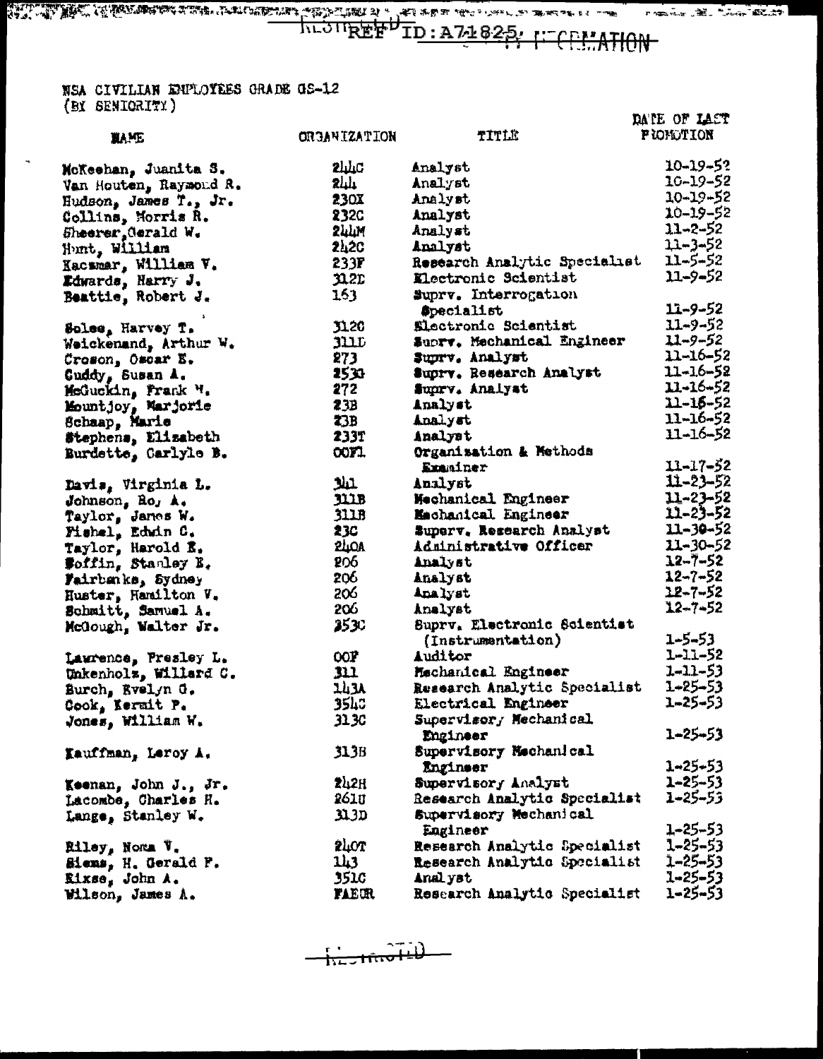REF ID:A71825

NSA CIVILIAN EMPLOYEES GRADE GS-12
(BY SENIORITY)

| NAME | ORGANIZATION | TITLE | DATE OF LAST PROMOTION |
|---|---|---|---|
| McKeehan, Juanita S. | 244C | Analyst | 10-19-52 |
| Van Houten, Raymond R. | 244 | Analyst | 10-19-52 |
| Hudson, James T., Jr. | 230X | Analyst | 10-19-52 |
| Collins, Morris R. | 232C | Analyst | 10-19-52 |
| Sheerer, Gerald W. | 244M | Analyst | 11-2-52 |
| Hunt, William | 242C | Analyst | 11-3-52 |
| Kaczmar, William V. | 233F | Research Analytic Specialist | 11-5-52 |
| Edwards, Harry J. | 312D | Electronic Scientist | 11-9-52 |
| Beattie, Robert J. | 163 | Suprv. Interrogation Specialist | 11-9-52 |
| Soles, Harvey T. | 312C | Electronic Scientist | 11-9-52 |
| Weickenand, Arthur W. | 311D | Suprv. Mechanical Engineer | 11-9-52 |
| Croson, Oscar E. | 273 | Suprv. Analyst | 11-16-52 |
| Cuddy, Susan A. | 253C | Suprv. Research Analyst | 11-16-52 |
| McGuckin, Frank H. | 272 | Suprv. Analyst | 11-16-52 |
| Mountjoy, Marjorie | 23B | Analyst | 11-16-52 |
| Schaap, Marie | 23B | Analyst | 11-16-52 |
| Stephens, Elizabeth | 233T | Analyst | 11-16-52 |
| Burdette, Carlyle B. | OOF1 | Organization & Methods Examiner | 11-17-52 |
| Davis, Virginia L. | 341 | Analyst | 11-23-52 |
| Johnson, Roy A. | 311B | Mechanical Engineer | 11-23-52 |
| Taylor, James W. | 311B | Mechanical Engineer | 11-23-52 |
| Fishel, Edwin C. | 23C | Superv. Research Analyst | 11-30-52 |
| Taylor, Harold E. | 240A | Administrative Officer | 11-30-52 |
| Coffin, Stanley E. | 206 | Analyst | 12-7-52 |
| Fairbanks, Sydney | 206 | Analyst | 12-7-52 |
| Huster, Hamilton V. | 206 | Analyst | 12-7-52 |
| Schmitt, Samuel A. | 206 | Analyst | 12-7-52 |
| McGough, Walter Jr. | 353C | Suprv. Electronic Scientist (Instrumentation) | 1-5-53 |
| Lawrence, Presley L. | OOF | Auditor | 1-11-52 |
| Unkenholz, Willard C. | 311 | Mechanical Engineer | 1-11-53 |
| Burch, Evelyn G. | 143A | Research Analytic Specialist | 1-25-53 |
| Cook, Kermit P. | 354C | Electrical Engineer | 1-25-53 |
| Jones, William W. | 313C | Supervisory Mechanical Engineer | 1-25-53 |
| Kauffman, Leroy A. | 313B | Supervisory Mechanical Engineer | 1-25-53 |
| Keenan, John J., Jr. | 242H | Supervisory Analyst | 1-25-53 |
| Lacombe, Charles H. | 261U | Research Analytic Specialist | 1-25-53 |
| Lange, Stanley W. | 313D | Supervisory Mechanical Engineer | 1-25-53 |
| Riley, Noma V. | 240T | Research Analytic Specialist | 1-25-53 |
| Siems, H. Gerald F. | 143 | Research Analytic Specialist | 1-25-53 |
| Sixse, John A. | 351C | Analyst | 1-25-53 |
| Wilson, James A. | FAECR | Research Analytic Specialist | 1-25-53 |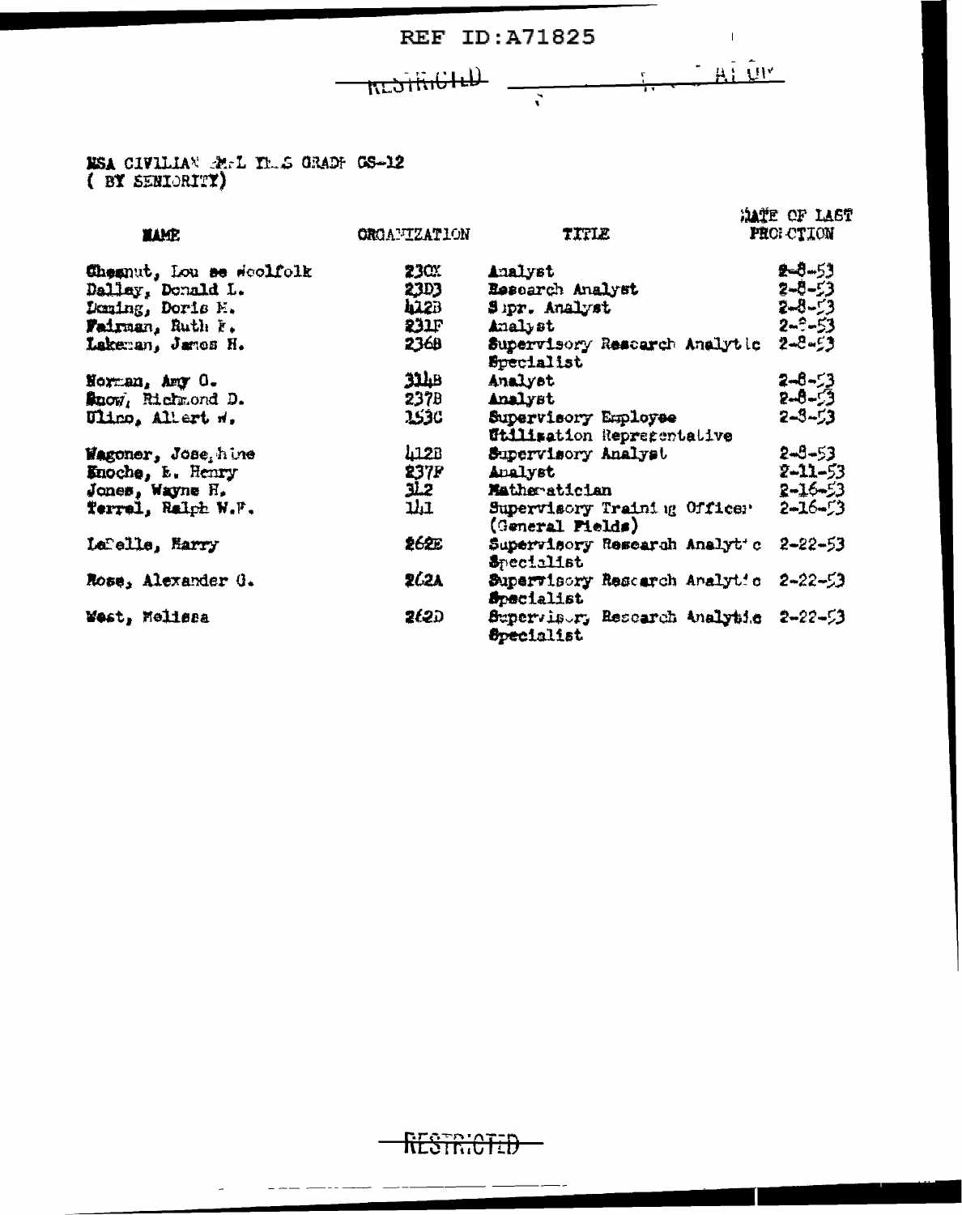REF ID:A71825

RESTRICTED

NSA CIVILIAN PERSONNEL IN GRADE GS-12
( BY SENIORITY)

| NAME | ORGANIZATION | TITLE | DATE OF LAST PROMOTION |
|---|---|---|---|
| Chesnut, Louise Woolfolk | 230X | Analyst | 2-8-53 |
| Dalley, Donald L. | 23D3 | Research Analyst | 2-8-53 |
| Doming, Doris M. | 412B | Supr. Analyst | 2-8-53 |
| Fairman, Ruth F. | 231F | Analyst | 2-8-53 |
| Lakeman, James H. | 236B | Supervisory Research Analytic Specialist | 2-8-53 |
| Norman, Amy O. | 314B | Analyst | 2-8-53 |
| Snow, Richmond D. | 237B | Analyst | 2-8-53 |
| Ulino, Albert W. | 153C | Supervisory Employee Utilization Representative | 2-8-53 |
| Wagoner, Josephine | 412B | Supervisory Analyst | 2-8-53 |
| Enoche, E. Henry | 237F | Analyst | 2-11-53 |
| Jones, Wayne H. | 312 | Mathematician | 2-16-53 |
| Terrel, Ralph W.F. | 141 | Supervisory Training Officer (General Fields) | 2-16-53 |
| LaFelle, Harry | 262E | Supervisory Research Analytic Specialist | 2-22-53 |
| Rose, Alexander G. | 262A | Supervisory Research Analytic Specialist | 2-22-53 |
| West, Melissa | 262D | Supervisory Research Analytic Specialist | 2-22-53 |

RESTRICTED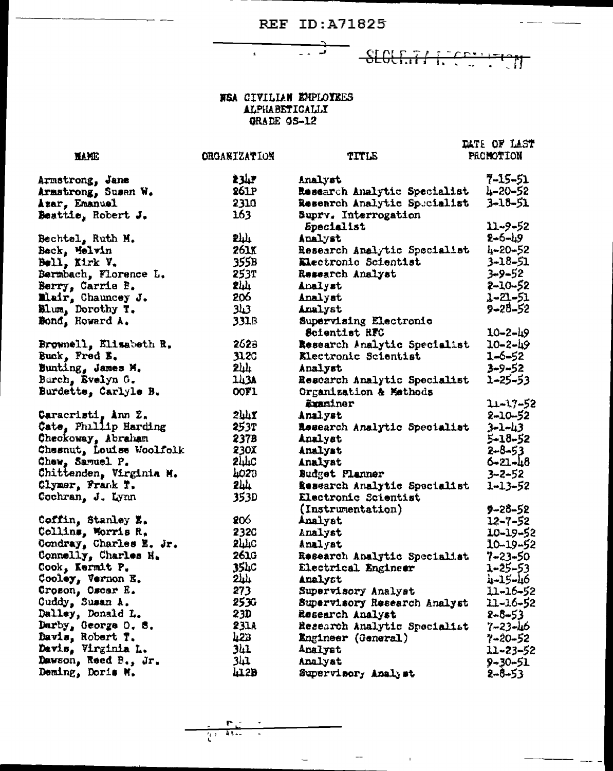REF ID:A71825

SECRET/ ~~[illegible]~~

NSA CIVILIAN EMPLOYEES
ALPHABETICALLY
GRADE GS-12

| NAME | ORGANIZATION | TITLE | DATE OF LAST PROMOTION |
|---|---|---|---|
| Armstrong, Jane | 234F | Analyst | 7-15-51 |
| Armstrong, Susan W. | 261P | Research Analytic Specialist | 4-20-52 |
| Azar, Emanuel | 2310 | Research Analytic Specialist | 3-18-51 |
| Beattie, Robert J. | 163 | Suprv. Interrogation Specialist | 11-9-52 |
| Bechtel, Ruth M. | 244 | Analyst | 2-6-49 |
| Beck, Melvin | 261K | Research Analytic Specialist | 4-20-52 |
| Bell, Kirk V. | 355B | Electronic Scientist | 3-18-51 |
| Bermbach, Florence L. | 253T | Research Analyst | 3-9-52 |
| Berry, Carrie E. | 244 | Analyst | 2-10-52 |
| Blair, Chauncey J. | 206 | Analyst | 1-21-51 |
| Blum, Dorothy T. | 343 | Analyst | 9-28-52 |
| Bond, Howard A. | 331B | Supervising Electronic Scientist RFC | 10-2-49 |
| Brownell, Elizabeth R. | 262B | Research Analytic Specialist | 10-2-49 |
| Buck, Fred E. | 312C | Electronic Scientist | 1-6-52 |
| Bunting, James M. | 244 | Analyst | 3-9-52 |
| Burch, Evelyn G. | 143A | Research Analytic Specialist | 1-25-53 |
| Burdette, Carlyle B. | OOF1 | Organization & Methods Examiner | 11-17-52 |
| Caracristi, Ann Z. | 244Y | Analyst | 2-10-52 |
| Cate, Phillip Harding | 253T | Research Analytic Specialist | 3-1-43 |
| Checkoway, Abraham | 237B | Analyst | 5-18-52 |
| Chesnut, Louise Woolfolk | 230X | Analyst | 2-8-53 |
| Chew, Samuel P. | 244C | Analyst | 6-21-48 |
| Chittenden, Virginia M. | 402B | Budget Planner | 3-2-52 |
| Clymer, Frank T. | 244 | Research Analytic Specialist | 1-13-52 |
| Cochran, J. Lynn | 353D | Electronic Scientist (Instrumentation) | 9-28-52 |
| Coffin, Stanley E. | 206 | Analyst | 12-7-52 |
| Collins, Morris R. | 232C | Analyst | 10-19-52 |
| Condray, Charles E. Jr. | 244C | Analyst | 10-19-52 |
| Connelly, Charles H. | 261G | Research Analytic Specialist | 7-23-50 |
| Cook, Kermit P. | 354C | Electrical Engineer | 1-25-53 |
| Cooley, Vernon E. | 244 | Analyst | 4-15-46 |
| Croson, Oscar E. | 273 | Supervisory Analyst | 11-16-52 |
| Cuddy, Susan A. | 253G | Supervisory Research Analyst | 11-16-52 |
| Dalley, Donald L. | 23D | Research Analyst | 2-8-53 |
| Darby, George O. S. | 231A | Research Analytic Specialist | 7-23-46 |
| Davis, Robert T. | 42B | Engineer (General) | 7-20-52 |
| Davis, Virginia L. | 341 | Analyst | 11-23-52 |
| Dawson, Reed B., Jr. | 341 | Analyst | 9-30-51 |
| Deming, Doris M. | 412B | Supervisory Analyst | 2-8-53 |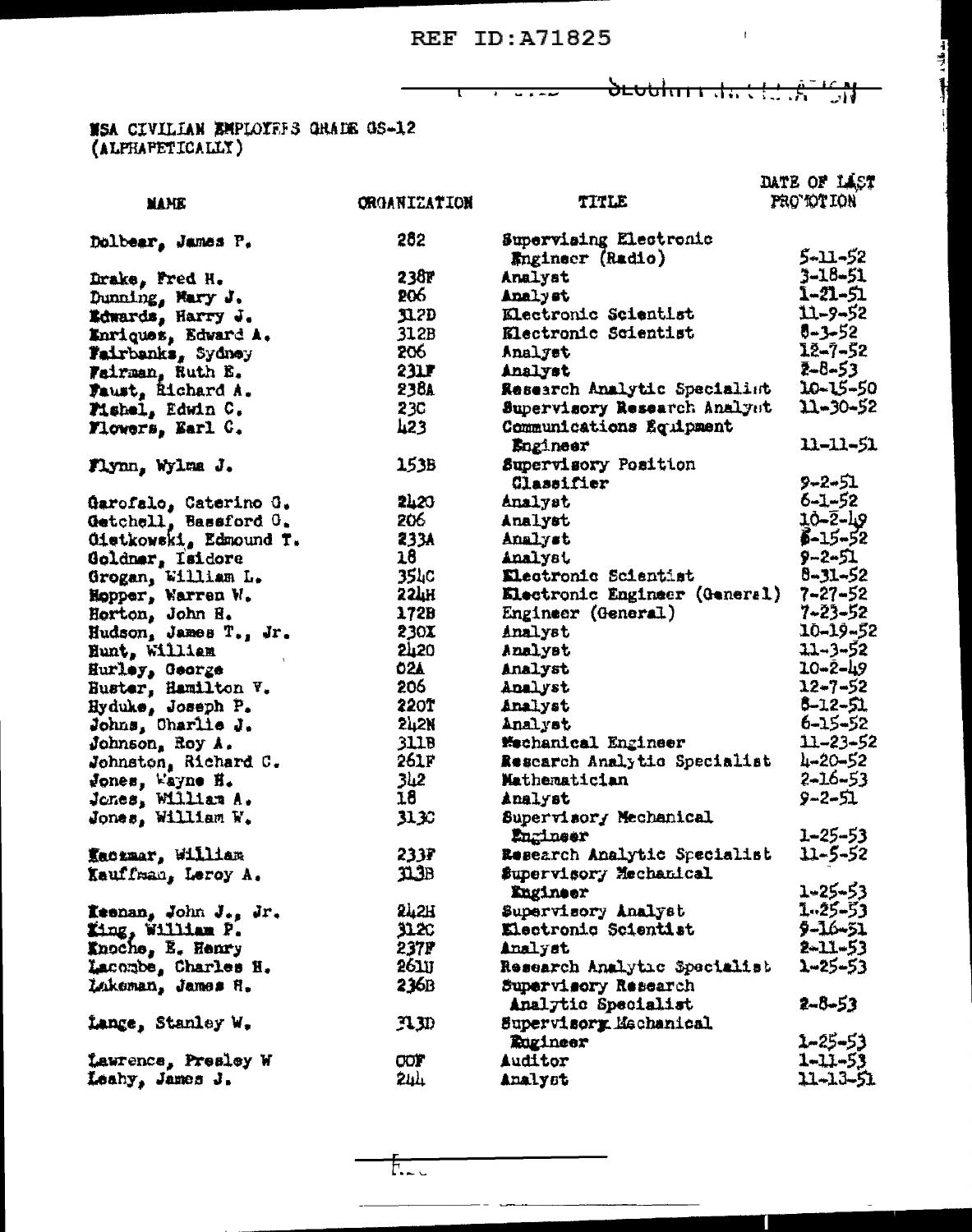REF ID:A71825

NSA CIVILIAN EMPLOYEES GRADE GS-12
(ALPHABETICALLY)

| NAME | ORGANIZATION | TITLE | DATE OF LAST PROMOTION |
|---|---|---|---|
| Dolbear, James P. | 282 | Supervising Electronic Engineer (Radio) | 5-11-52 |
| Drake, Fred H. | 238F | Analyst | 3-18-51 |
| Dunning, Mary J. | 206 | Analyst | 1-21-51 |
| Edwards, Harry J. | 312D | Electronic Scientist | 11-9-52 |
| Enriques, Edward A. | 312B | Electronic Scientist | 8-3-52 |
| Fairbanks, Sydney | 206 | Analyst | 12-7-52 |
| Fairman, Ruth E. | 231F | Analyst | 2-8-53 |
| Faust, Richard A. | 238A | Research Analytic Specialist | 10-15-50 |
| Fishel, Edwin C. | 23C | Supervisory Research Analyst | 11-30-52 |
| Flowers, Earl C. | 423 | Communications Equipment Engineer | 11-11-51 |
| Flynn, Wylma J. | 153B | Supervisory Position Classifier | 9-2-51 |
| Garofalo, Caterino G. | 2420 | Analyst | 6-1-52 |
| Getchell, Bassford G. | 206 | Analyst | 10-2-49 |
| Gietkowski, Edmound T. | 233A | Analyst | 6-15-52 |
| Goldner, Isidore | 18 | Analyst | 9-2-51 |
| Grogan, William L. | 354C | Electronic Scientist | 8-31-52 |
| Hopper, Warren W. | 224H | Electronic Engineer (General) | 7-27-52 |
| Horton, John E. | 172B | Engineer (General) | 7-23-52 |
| Hudson, James T., Jr. | 230X | Analyst | 10-19-52 |
| Hunt, William | 2420 | Analyst | 11-3-52 |
| Hurley, George | 02A | Analyst | 10-2-49 |
| Huster, Hamilton V. | 206 | Analyst | 12-7-52 |
| Hyduke, Joseph P. | 220T | Analyst | 8-12-51 |
| Johns, Charlie J. | 242N | Analyst | 6-15-52 |
| Johnson, Roy A. | 311B | Mechanical Engineer | 11-23-52 |
| Johnston, Richard C. | 261F | Research Analytic Specialist | 4-20-52 |
| Jones, Wayne H. | 342 | Mathematician | 2-16-53 |
| Jones, William A. | 18 | Analyst | 9-2-51 |
| Jones, William W. | 313C | Supervisory Mechanical Engineer | 1-25-53 |
| Kaczmar, William | 233F | Research Analytic Specialist | 11-5-52 |
| Kauffman, Leroy A. | 313B | Supervisory Mechanical Engineer | 1-25-53 |
| Keenan, John J., Jr. | 242H | Supervisory Analyst | 1-25-53 |
| King, William P. | 312C | Electronic Scientist | 9-16-51 |
| Knoche, E. Henry | 237F | Analyst | 2-11-53 |
| Lacombe, Charles H. | 261U | Research Analytic Specialist | 1-25-53 |
| Lakeman, James H. | 236B | Supervisory Research Analytic Specialist | 2-8-53 |
| Lange, Stanley W. | 313D | Supervisory Mechanical Engineer | 1-25-53 |
| Lawrence, Presley W | COF | Auditor | 1-11-53 |
| Leahy, James J. | 244 | Analyst | 11-13-51 |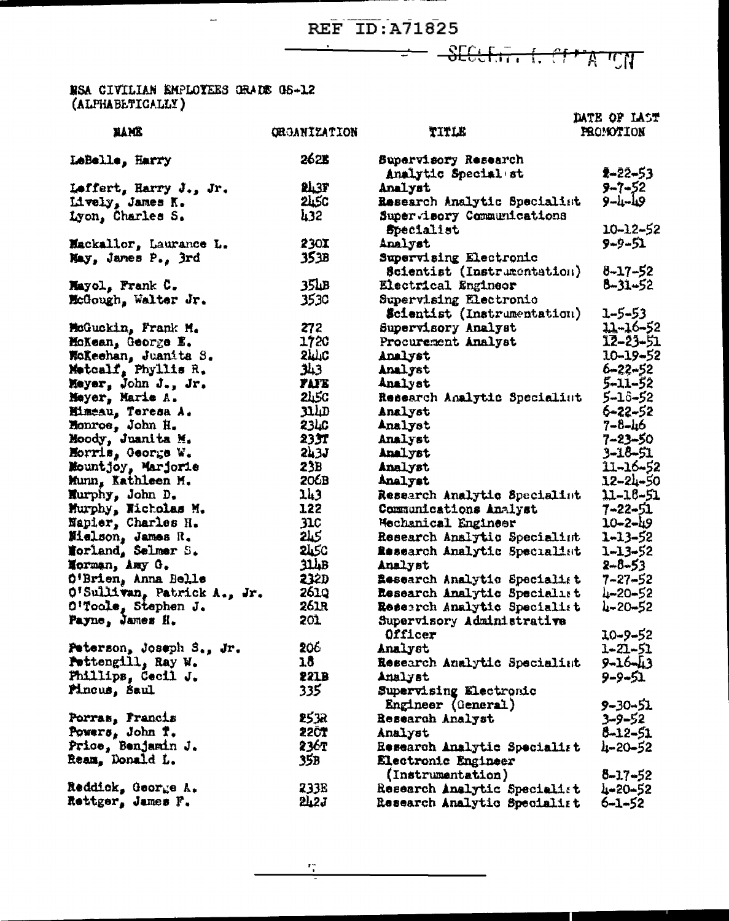REF ID:A71825

SECRET - SECURITY INFORMATION

NSA CIVILIAN EMPLOYEES GRADE GS-12
(ALPHABETICALLY)

| NAME | ORGANIZATION | TITLE | DATE OF LAST PROMOTION |
|---|---|---|---|
| LeBelle, Harry | 262E | Supervisory Research Analytic Specialist | 2-22-53 |
| Leffert, Harry J., Jr. | 243F | Analyst | 9-7-52 |
| Lively, James K. | 245C | Research Analytic Specialist | 9-4-49 |
| Lyon, Charles S. | 432 | Supervisory Communications Specialist | 10-12-52 |
| Mackallor, Laurance L. | 230I | Analyst | 9-9-51 |
| May, James P., 3rd | 353B | Supervising Electronic Scientist (Instrumentation) | 8-17-52 |
| Mayol, Frank C. | 354B | Electrical Engineer | 8-31-52 |
| McGough, Walter Jr. | 353C | Supervising Electronic Scientist (Instrumentation) | 1-5-53 |
| McGuckin, Frank M. | 272 | Supervisory Analyst | 11-16-52 |
| McKean, George E. | 172C | Procurement Analyst | 12-23-51 |
| McKeehan, Juanita S. | 244C | Analyst | 10-19-52 |
| Metcalf, Phyllis R. | 343 | Analyst | 6-22-52 |
| Meyer, John J., Jr. | FAFE | Analyst | 5-11-52 |
| Meyer, Marie A. | 245C | Research Analytic Specialist | 5-18-52 |
| Mimeau, Teresa A. | 314D | Analyst | 6-22-52 |
| Monroe, John H. | 234C | Analyst | 7-8-46 |
| Moody, Juanita M. | 233T | Analyst | 7-23-50 |
| Morris, George W. | 243J | Analyst | 3-18-51 |
| Mountjoy, Marjorie | 23B | Analyst | 11-16-52 |
| Munn, Kathleen M. | 206B | Analyst | 12-24-50 |
| Murphy, John D. | 143 | Research Analytic Specialist | 11-18-51 |
| Murphy, Nicholas M. | 122 | Communications Analyst | 7-22-51 |
| Napier, Charles H. | 31C | Mechanical Engineer | 10-2-49 |
| Nielson, James R. | 245 | Research Analytic Specialist | 1-13-52 |
| Norland, Selmer S. | 245C | Research Analytic Specialist | 1-13-52 |
| Norman, Amy G. | 314B | Analyst | 2-8-53 |
| O'Brien, Anna Belle | 232D | Research Analytic Specialist | 7-27-52 |
| O'Sullivan, Patrick A., Jr. | 261Q | Research Analytic Specialist | 4-20-52 |
| O'Toole, Stephen J. | 261R | Research Analytic Specialist | 4-20-52 |
| Payne, James H. | 201 | Supervisory Administrative Officer | 10-9-52 |
| Peterson, Joseph S., Jr. | 206 | Analyst | 1-21-51 |
| Pettengill, Ray W. | 18 | Research Analytic Specialist | 9-16-43 |
| Phillips, Cecil J. | 221B | Analyst | 9-9-51 |
| Pincus, Saul | 335 | Supervising Electronic Engineer (General) | 9-30-51 |
| Porras, Francis | 253R | Research Analyst | 3-9-52 |
| Powers, John T. | 220T | Analyst | 8-12-51 |
| Price, Benjamin J. | 236T | Research Analytic Specialist | 4-20-52 |
| Ream, Donald L. | 35B | Electronic Engineer (Instrumentation) | 8-17-52 |
| Reddick, George A. | 233E | Research Analytic Specialist | 4-20-52 |
| Rettger, James F. | 242J | Research Analytic Specialist | 6-1-52 |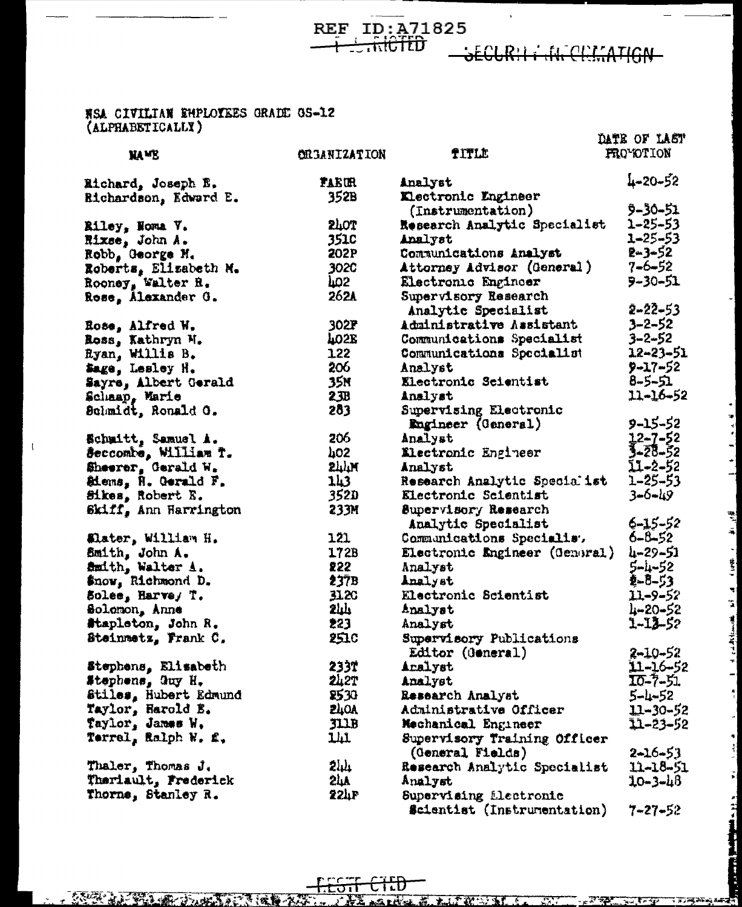REF ID:A71825

RESTRICTED — SECURITY INFORMATION

NSA CIVILIAN EMPLOYEES GRADE GS-12
(ALPHABETICALLY)

| NAME | ORGANIZATION | TITLE | DATE OF LAST PROMOTION |
|---|---|---|---|
| Richard, Joseph E. | FAEUR | Analyst | 4-20-52 |
| Richardson, Edward E. | 352B | Electronic Engineer (Instrumentation) | 9-30-51 |
| Riley, Noma V. | 240T | Research Analytic Specialist | 1-25-53 |
| Rixse, John A. | 351C | Analyst | 1-25-53 |
| Robb, George M. | 202P | Communications Analyst | 2-3-52 |
| Roberts, Elizabeth M. | 302C | Attorney Advisor (General) | 7-6-52 |
| Rooney, Walter R. | 402 | Electronic Engineer | 9-30-51 |
| Rose, Alexander G. | 262A | Supervisory Research Analytic Specialist | 2-22-53 |
| Rose, Alfred W. | 302F | Administrative Assistant | 3-2-52 |
| Ross, Kathryn M. | 402E | Communications Specialist | 3-2-52 |
| Ryan, Willis B. | 122 | Communications Specialist | 12-23-51 |
| Sage, Lesley H. | 206 | Analyst | 9-17-52 |
| Sayre, Albert Gerald | 35M | Electronic Scientist | 8-5-51 |
| Schaap, Marie | 23B | Analyst | 11-16-52 |
| Schmidt, Ronald O. | 283 | Supervising Electronic Engineer (General) | 9-15-52 |
| Schmitt, Samuel A. | 206 | Analyst | 12-7-52 |
| Seccombe, William T. | 402 | Electronic Engineer | 3-28-52 |
| Sheerer, Gerald W. | 244M | Analyst | 11-2-52 |
| Siems, R. Gerald F. | 143 | Research Analytic Specialist | 1-25-53 |
| Sikes, Robert E. | 352D | Electronic Scientist | 3-6-49 |
| Skiff, Ann Harrington | 233M | Supervisory Research Analytic Specialist | 6-15-52 |
| Slater, William H. | 121 | Communications Specialist | 6-8-52 |
| Smith, John A. | 172B | Electronic Engineer (General) | 4-29-51 |
| Smith, Walter A. | 222 | Analyst | 5-4-52 |
| Snow, Richmond D. | 237B | Analyst | 2-8-53 |
| Solee, Harvey T. | 312C | Electronic Scientist | 11-9-52 |
| Solomon, Anne | 244 | Analyst | 4-20-52 |
| Stapleton, John R. | 223 | Analyst | 1-13-52 |
| Steinmetz, Frank C. | 251C | Supervisory Publications Editor (General) | 2-10-52 |
| Stephens, Elizabeth | 233T | Analyst | 11-16-52 |
| Stephens, Guy H. | 242T | Analyst | 10-7-51 |
| Stiles, Hubert Edmund | 253G | Research Analyst | 5-4-52 |
| Taylor, Harold E. | 240A | Administrative Officer | 11-30-52 |
| Taylor, James W. | 311B | Mechanical Engineer | 11-23-52 |
| Terrel, Ralph W. E. | 141 | Supervisory Training Officer (General Fields) | 2-16-53 |
| Thaler, Thomas J. | 244 | Research Analytic Specialist | 11-18-51 |
| Theriault, Frederick | 24A | Analyst | 10-3-48 |
| Thorne, Stanley R. | 224F | Supervising Electronic Scientist (Instrumentation) | 7-27-52 |

RESTRICTED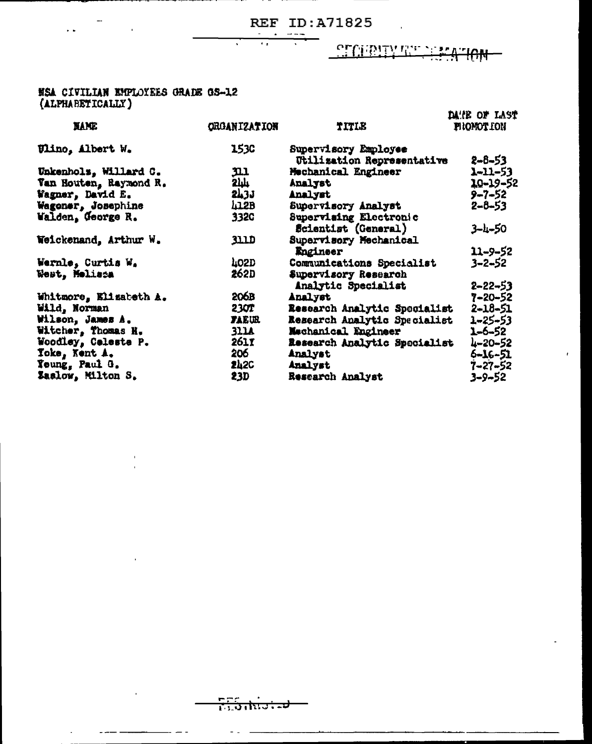NSA CIVILIAN EMPLOYEES GRADE GS-12
(ALPHABETICALLY)

| NAME | ORGANIZATION | TITLE | DATE OF LAST PROMOTION |
|---|---|---|---|
| Ulino, Albert W. | 153C | Supervisory Employee Utilization Representative | 2-8-53 |
| Unkenholz, Willard C. | 311 | Mechanical Engineer | 1-11-53 |
| Van Houten, Raymond R. | 244 | Analyst | 10-19-52 |
| Wagner, David E. | 243J | Analyst | 9-7-52 |
| Wagener, Josephine | 412B | Supervisory Analyst | 2-8-53 |
| Walden, George R. | 332C | Supervising Electronic Scientist (General) | 3-4-50 |
| Weickenand, Arthur W. | 311D | Supervisory Mechanical Engineer | 11-9-52 |
| Wernle, Curtis W. | 402D | Communications Specialist | 3-2-52 |
| West, Melissa | 262D | Supervisory Research Analytic Specialist | 2-22-53 |
| Whitmore, Elizabeth A. | 206B | Analyst | 7-20-52 |
| Wild, Norman | 230T | Research Analytic Specialist | 2-18-51 |
| Wilson, James A. | FAEUR | Research Analytic Specialist | 1-25-53 |
| Witcher, Thomas H. | 311A | Mechanical Engineer | 1-6-52 |
| Woodley, Celeste P. | 261Y | Research Analytic Specialist | 4-20-52 |
| Yoke, Kent A. | 206 | Analyst | 6-16-51 |
| Yeung, Paul G. | 242C | Analyst | 7-27-52 |
| Zaslow, Milton S. | 23D | Research Analyst | 3-9-52 |